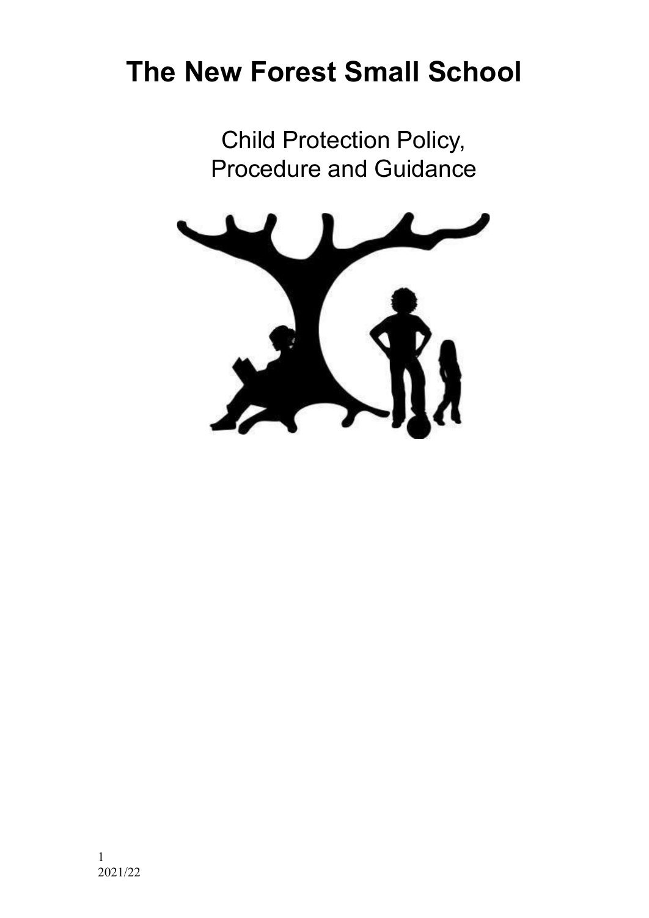# The New Forest Small School

Child Protection Policy, Procedure and Guidance

2021/22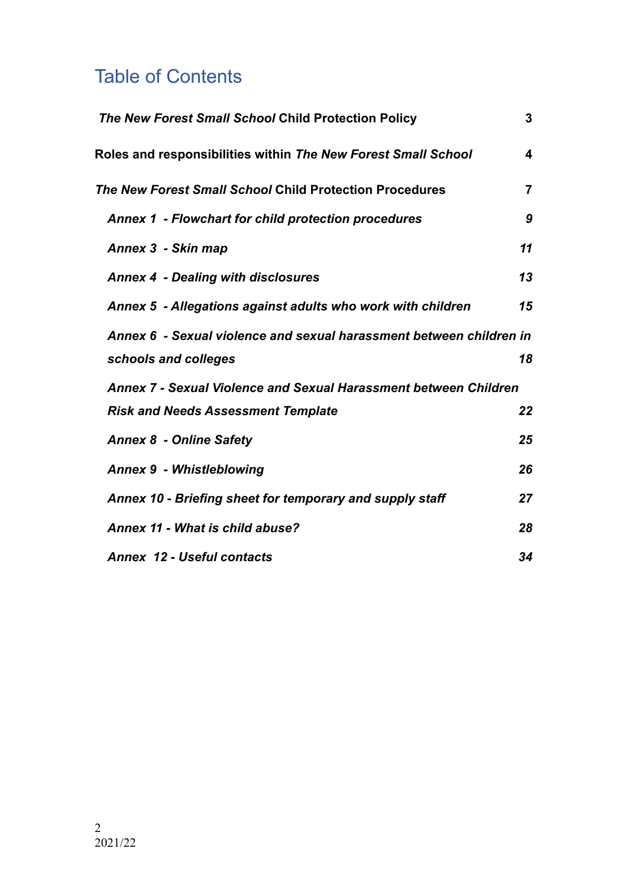# Table of Contents

| | |
|---|---|
| ***The New Forest Small School* Child Protection Policy** | **3** |
| **Roles and responsibilities within *The New Forest Small School*** | **4** |
| ***The New Forest Small School* Child Protection Procedures** | **7** |
| ***Annex 1 - Flowchart for child protection procedures*** | ***9*** |
| ***Annex 3 - Skin map*** | ***11*** |
| ***Annex 4 - Dealing with disclosures*** | ***13*** |
| ***Annex 5 - Allegations against adults who work with children*** | ***15*** |
| ***Annex 6 - Sexual violence and sexual harassment between children in schools and colleges*** | ***18*** |
| ***Annex 7 - Sexual Violence and Sexual Harassment between Children Risk and Needs Assessment Template*** | ***22*** |
| ***Annex 8 - Online Safety*** | ***25*** |
| ***Annex 9 - Whistleblowing*** | ***26*** |
| ***Annex 10 - Briefing sheet for temporary and supply staff*** | ***27*** |
| ***Annex 11 - What is child abuse?*** | ***28*** |
| ***Annex 12 - Useful contacts*** | ***34*** |

2021/22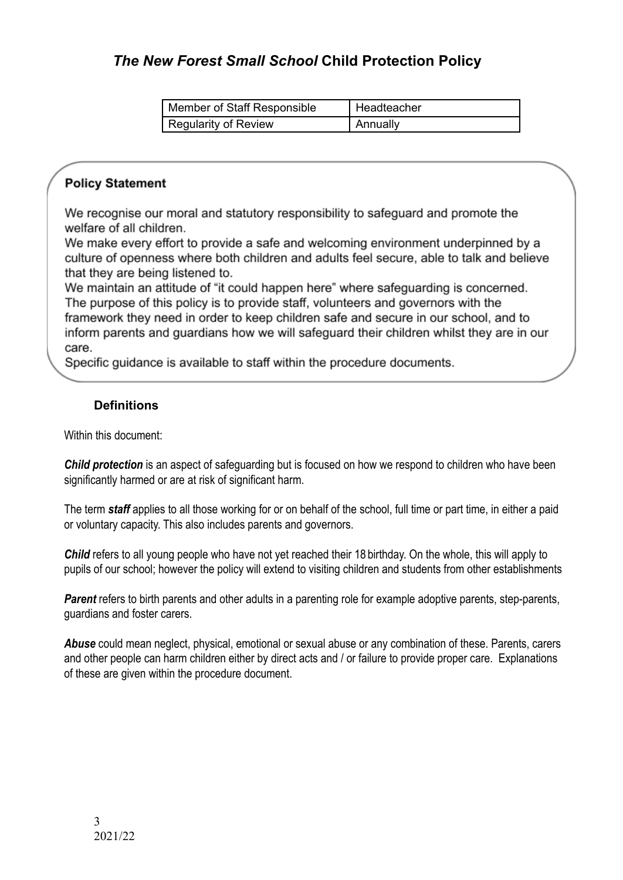# *The New Forest Small School* Child Protection Policy

| Member of Staff Responsible | Headteacher |
| --- | --- |
| Regularity of Review | Annually |

**Policy Statement**

We recognise our moral and statutory responsibility to safeguard and promote the welfare of all children.
We make every effort to provide a safe and welcoming environment underpinned by a culture of openness where both children and adults feel secure, able to talk and believe that they are being listened to.
We maintain an attitude of "it could happen here" where safeguarding is concerned.
The purpose of this policy is to provide staff, volunteers and governors with the framework they need in order to keep children safe and secure in our school, and to inform parents and guardians how we will safeguard their children whilst they are in our care.
Specific guidance is available to staff within the procedure documents.

## Definitions

Within this document:

***Child protection*** is an aspect of safeguarding but is focused on how we respond to children who have been significantly harmed or are at risk of significant harm.

The term ***staff*** applies to all those working for or on behalf of the school, full time or part time, in either a paid or voluntary capacity. This also includes parents and governors.

***Child*** refers to all young people who have not yet reached their 18 birthday. On the whole, this will apply to pupils of our school; however the policy will extend to visiting children and students from other establishments

***Parent*** refers to birth parents and other adults in a parenting role for example adoptive parents, step-parents, guardians and foster carers.

***Abuse*** could mean neglect, physical, emotional or sexual abuse or any combination of these. Parents, carers and other people can harm children either by direct acts and / or failure to provide proper care. Explanations of these are given within the procedure document.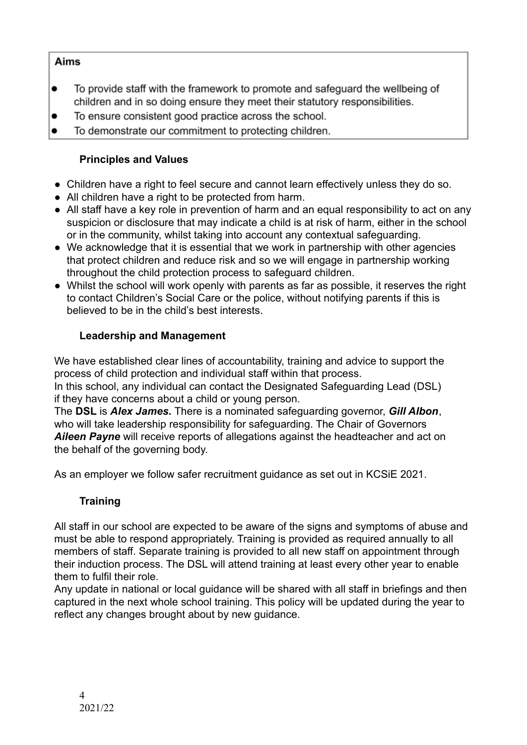**Aims**

- To provide staff with the framework to promote and safeguard the wellbeing of children and in so doing ensure they meet their statutory responsibilities.
- To ensure consistent good practice across the school.
- To demonstrate our commitment to protecting children.

**Principles and Values**

- Children have a right to feel secure and cannot learn effectively unless they do so.
- All children have a right to be protected from harm.
- All staff have a key role in prevention of harm and an equal responsibility to act on any suspicion or disclosure that may indicate a child is at risk of harm, either in the school or in the community, whilst taking into account any contextual safeguarding.
- We acknowledge that it is essential that we work in partnership with other agencies that protect children and reduce risk and so we will engage in partnership working throughout the child protection process to safeguard children.
- Whilst the school will work openly with parents as far as possible, it reserves the right to contact Children's Social Care or the police, without notifying parents if this is believed to be in the child's best interests.

**Leadership and Management**

We have established clear lines of accountability, training and advice to support the process of child protection and individual staff within that process.
In this school, any individual can contact the Designated Safeguarding Lead (DSL) if they have concerns about a child or young person.
The **DSL** is ***Alex James.*** There is a nominated safeguarding governor, ***Gill Albon***, who will take leadership responsibility for safeguarding. The Chair of Governors ***Aileen Payne*** will receive reports of allegations against the headteacher and act on the behalf of the governing body.

As an employer we follow safer recruitment guidance as set out in KCSiE 2021.

**Training**

All staff in our school are expected to be aware of the signs and symptoms of abuse and must be able to respond appropriately. Training is provided as required annually to all members of staff. Separate training is provided to all new staff on appointment through their induction process. The DSL will attend training at least every other year to enable them to fulfil their role.
Any update in national or local guidance will be shared with all staff in briefings and then captured in the next whole school training. This policy will be updated during the year to reflect any changes brought about by new guidance.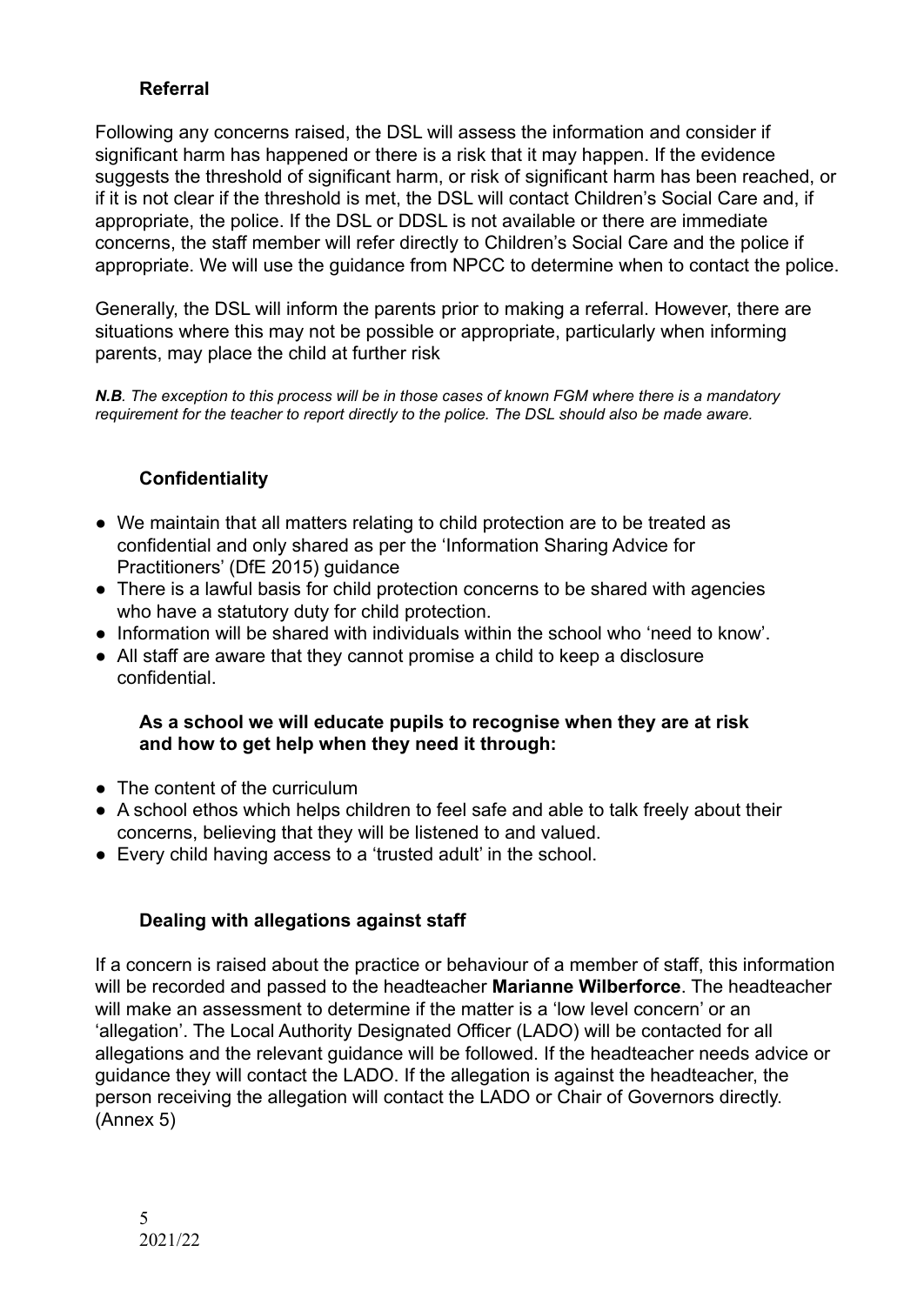## Referral

Following any concerns raised, the DSL will assess the information and consider if significant harm has happened or there is a risk that it may happen. If the evidence suggests the threshold of significant harm, or risk of significant harm has been reached, or if it is not clear if the threshold is met, the DSL will contact Children's Social Care and, if appropriate, the police. If the DSL or DDSL is not available or there are immediate concerns, the staff member will refer directly to Children's Social Care and the police if appropriate. We will use the guidance from NPCC to determine when to contact the police.

Generally, the DSL will inform the parents prior to making a referral. However, there are situations where this may not be possible or appropriate, particularly when informing parents, may place the child at further risk

***N.B**. The exception to this process will be in those cases of known FGM where there is a mandatory requirement for the teacher to report directly to the police. The DSL should also be made aware.*

## Confidentiality

- We maintain that all matters relating to child protection are to be treated as confidential and only shared as per the 'Information Sharing Advice for Practitioners' (DfE 2015) guidance
- There is a lawful basis for child protection concerns to be shared with agencies who have a statutory duty for child protection.
- Information will be shared with individuals within the school who 'need to know'.
- All staff are aware that they cannot promise a child to keep a disclosure confidential.

**As a school we will educate pupils to recognise when they are at risk and how to get help when they need it through:**

- The content of the curriculum
- A school ethos which helps children to feel safe and able to talk freely about their concerns, believing that they will be listened to and valued.
- Every child having access to a 'trusted adult' in the school.

## Dealing with allegations against staff

If a concern is raised about the practice or behaviour of a member of staff, this information will be recorded and passed to the headteacher **Marianne Wilberforce**. The headteacher will make an assessment to determine if the matter is a 'low level concern' or an 'allegation'. The Local Authority Designated Officer (LADO) will be contacted for all allegations and the relevant guidance will be followed. If the headteacher needs advice or guidance they will contact the LADO. If the allegation is against the headteacher, the person receiving the allegation will contact the LADO or Chair of Governors directly. (Annex 5)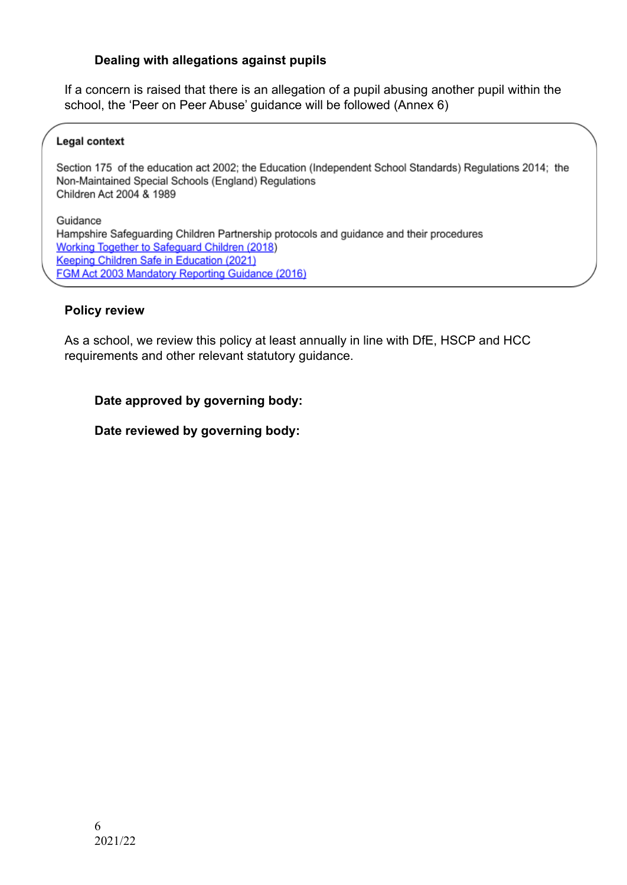### Dealing with allegations against pupils

If a concern is raised that there is an allegation of a pupil abusing another pupil within the school, the 'Peer on Peer Abuse' guidance will be followed (Annex 6)

**Legal context**

Section 175 of the education act 2002; the Education (Independent School Standards) Regulations 2014; the Non-Maintained Special Schools (England) Regulations
Children Act 2004 & 1989

Guidance
Hampshire Safeguarding Children Partnership protocols and guidance and their procedures
Working Together to Safeguard Children (2018)
Keeping Children Safe in Education (2021)
FGM Act 2003 Mandatory Reporting Guidance (2016)

### Policy review

As a school, we review this policy at least annually in line with DfE, HSCP and HCC requirements and other relevant statutory guidance.

**Date approved by governing body:**

**Date reviewed by governing body:**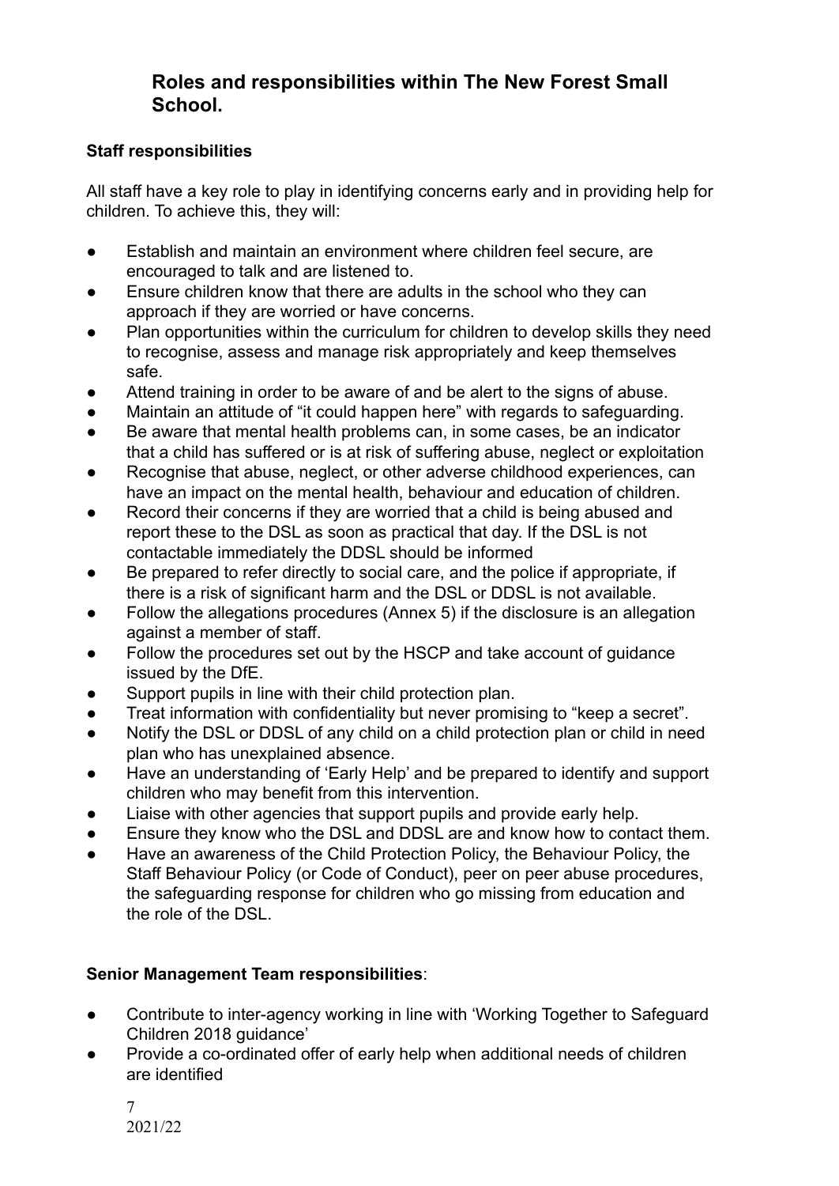## Roles and responsibilities within The New Forest Small School.

**Staff responsibilities**

All staff have a key role to play in identifying concerns early and in providing help for children. To achieve this, they will:

- Establish and maintain an environment where children feel secure, are encouraged to talk and are listened to.
- Ensure children know that there are adults in the school who they can approach if they are worried or have concerns.
- Plan opportunities within the curriculum for children to develop skills they need to recognise, assess and manage risk appropriately and keep themselves safe.
- Attend training in order to be aware of and be alert to the signs of abuse.
- Maintain an attitude of "it could happen here" with regards to safeguarding.
- Be aware that mental health problems can, in some cases, be an indicator that a child has suffered or is at risk of suffering abuse, neglect or exploitation
- Recognise that abuse, neglect, or other adverse childhood experiences, can have an impact on the mental health, behaviour and education of children.
- Record their concerns if they are worried that a child is being abused and report these to the DSL as soon as practical that day. If the DSL is not contactable immediately the DDSL should be informed
- Be prepared to refer directly to social care, and the police if appropriate, if there is a risk of significant harm and the DSL or DDSL is not available.
- Follow the allegations procedures (Annex 5) if the disclosure is an allegation against a member of staff.
- Follow the procedures set out by the HSCP and take account of guidance issued by the DfE.
- Support pupils in line with their child protection plan.
- Treat information with confidentiality but never promising to "keep a secret".
- Notify the DSL or DDSL of any child on a child protection plan or child in need plan who has unexplained absence.
- Have an understanding of 'Early Help' and be prepared to identify and support children who may benefit from this intervention.
- Liaise with other agencies that support pupils and provide early help.
- Ensure they know who the DSL and DDSL are and know how to contact them.
- Have an awareness of the Child Protection Policy, the Behaviour Policy, the Staff Behaviour Policy (or Code of Conduct), peer on peer abuse procedures, the safeguarding response for children who go missing from education and the role of the DSL.

**Senior Management Team responsibilities**:

- Contribute to inter-agency working in line with 'Working Together to Safeguard Children 2018 guidance'
- Provide a co-ordinated offer of early help when additional needs of children are identified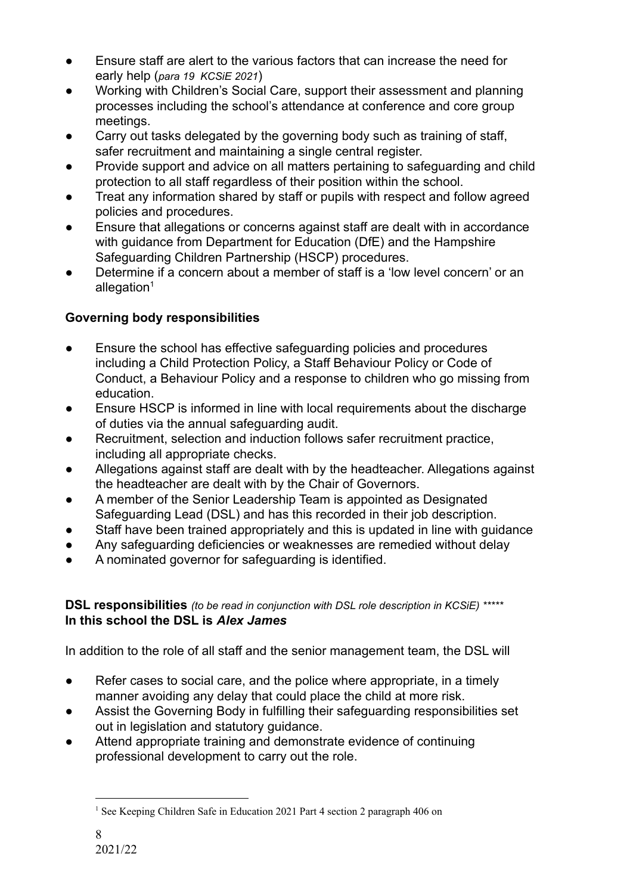- Ensure staff are alert to the various factors that can increase the need for early help (*para 19 KCSiE 2021*)
- Working with Children's Social Care, support their assessment and planning processes including the school's attendance at conference and core group meetings.
- Carry out tasks delegated by the governing body such as training of staff, safer recruitment and maintaining a single central register.
- Provide support and advice on all matters pertaining to safeguarding and child protection to all staff regardless of their position within the school.
- Treat any information shared by staff or pupils with respect and follow agreed policies and procedures.
- Ensure that allegations or concerns against staff are dealt with in accordance with guidance from Department for Education (DfE) and the Hampshire Safeguarding Children Partnership (HSCP) procedures.
- Determine if a concern about a member of staff is a 'low level concern' or an allegation[1]

**Governing body responsibilities**

- Ensure the school has effective safeguarding policies and procedures including a Child Protection Policy, a Staff Behaviour Policy or Code of Conduct, a Behaviour Policy and a response to children who go missing from education.
- Ensure HSCP is informed in line with local requirements about the discharge of duties via the annual safeguarding audit.
- Recruitment, selection and induction follows safer recruitment practice, including all appropriate checks.
- Allegations against staff are dealt with by the headteacher. Allegations against the headteacher are dealt with by the Chair of Governors.
- A member of the Senior Leadership Team is appointed as Designated Safeguarding Lead (DSL) and has this recorded in their job description.
- Staff have been trained appropriately and this is updated in line with guidance
- Any safeguarding deficiencies or weaknesses are remedied without delay
- A nominated governor for safeguarding is identified.

**DSL responsibilities** *(to be read in conjunction with DSL role description in KCSiE) \*\*\*\*\**
**In this school the DSL is *Alex James***

In addition to the role of all staff and the senior management team, the DSL will

- Refer cases to social care, and the police where appropriate, in a timely manner avoiding any delay that could place the child at more risk.
- Assist the Governing Body in fulfilling their safeguarding responsibilities set out in legislation and statutory guidance.
- Attend appropriate training and demonstrate evidence of continuing professional development to carry out the role.

---

[1] See Keeping Children Safe in Education 2021 Part 4 section 2 paragraph 406 on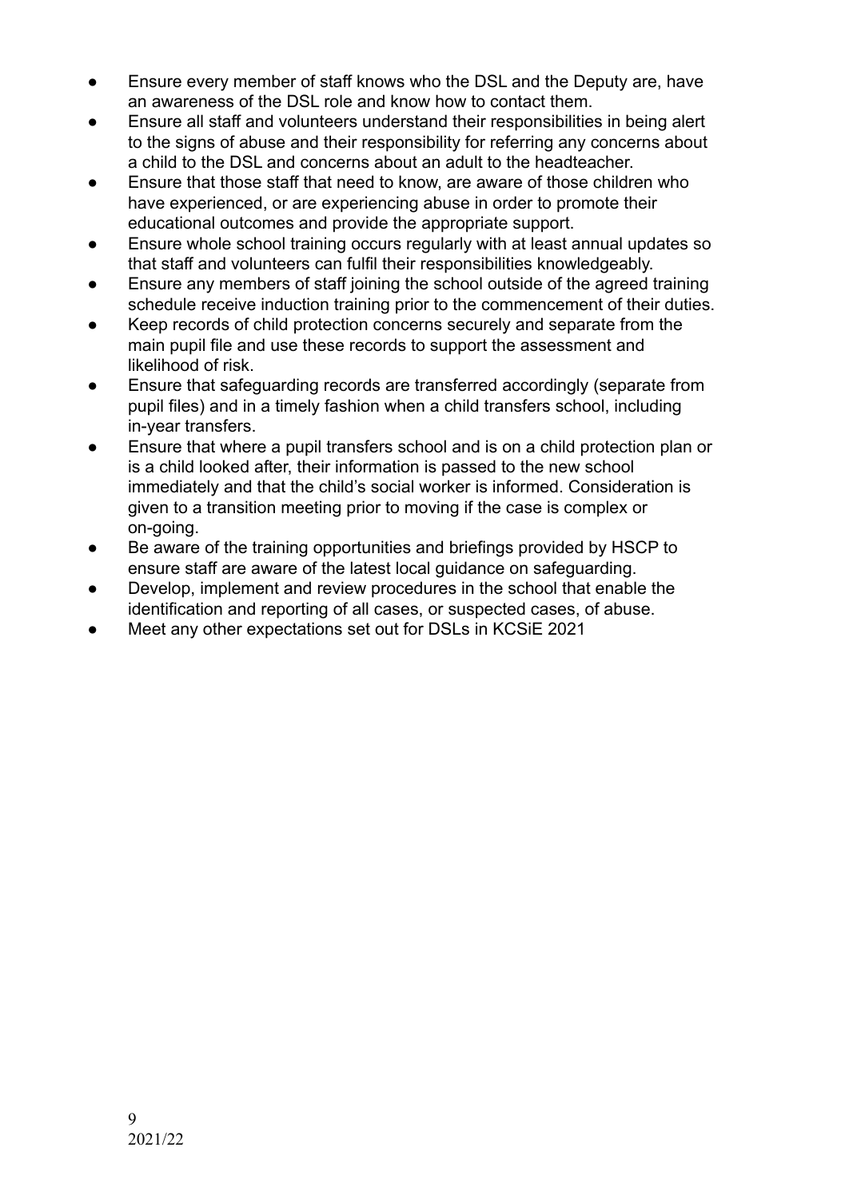- Ensure every member of staff knows who the DSL and the Deputy are, have an awareness of the DSL role and know how to contact them.
- Ensure all staff and volunteers understand their responsibilities in being alert to the signs of abuse and their responsibility for referring any concerns about a child to the DSL and concerns about an adult to the headteacher.
- Ensure that those staff that need to know, are aware of those children who have experienced, or are experiencing abuse in order to promote their educational outcomes and provide the appropriate support.
- Ensure whole school training occurs regularly with at least annual updates so that staff and volunteers can fulfil their responsibilities knowledgeably.
- Ensure any members of staff joining the school outside of the agreed training schedule receive induction training prior to the commencement of their duties.
- Keep records of child protection concerns securely and separate from the main pupil file and use these records to support the assessment and likelihood of risk.
- Ensure that safeguarding records are transferred accordingly (separate from pupil files) and in a timely fashion when a child transfers school, including in-year transfers.
- Ensure that where a pupil transfers school and is on a child protection plan or is a child looked after, their information is passed to the new school immediately and that the child's social worker is informed. Consideration is given to a transition meeting prior to moving if the case is complex or on-going.
- Be aware of the training opportunities and briefings provided by HSCP to ensure staff are aware of the latest local guidance on safeguarding.
- Develop, implement and review procedures in the school that enable the identification and reporting of all cases, or suspected cases, of abuse.
- Meet any other expectations set out for DSLs in KCSiE 2021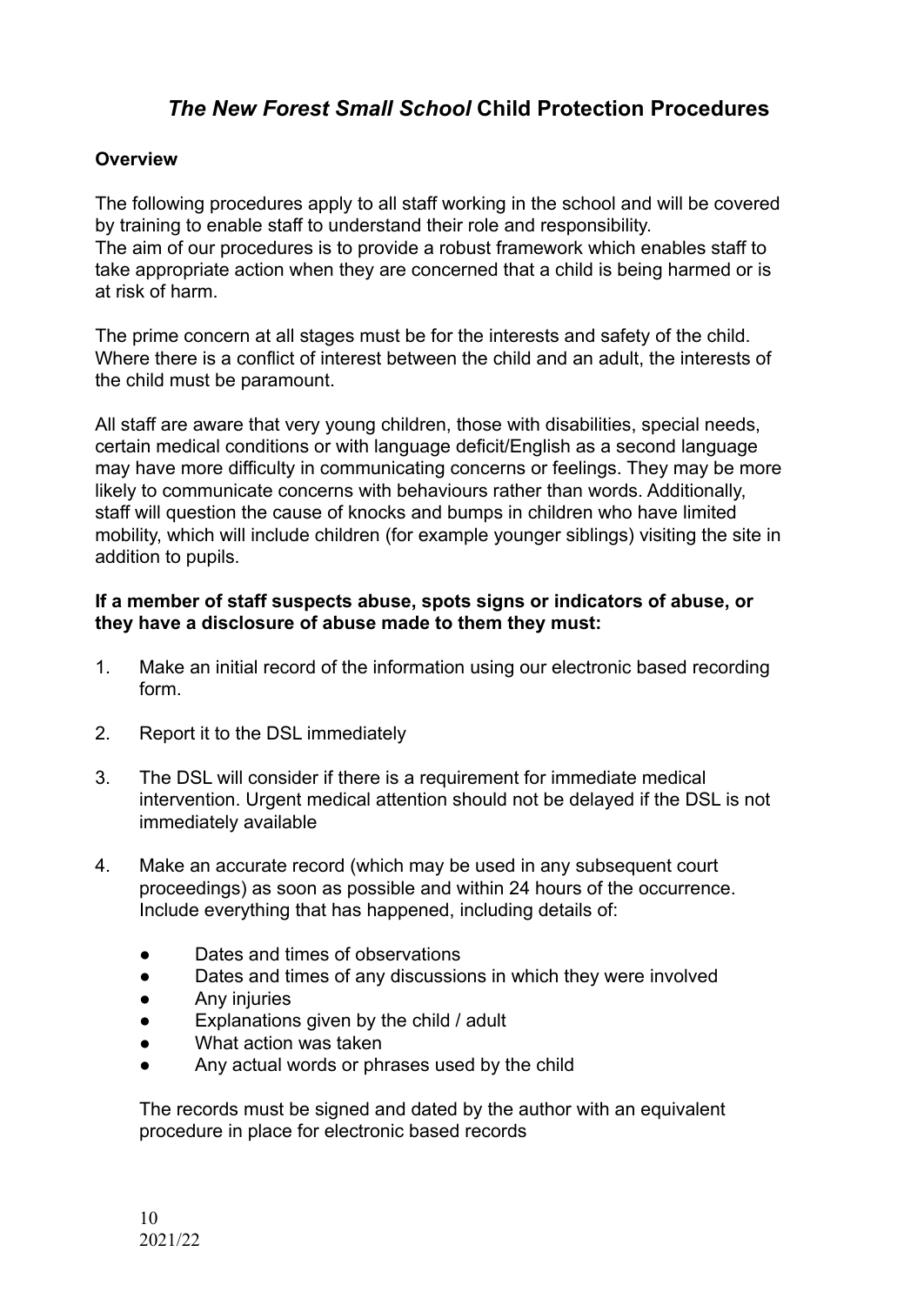# *The New Forest Small School* Child Protection Procedures

**Overview**

The following procedures apply to all staff working in the school and will be covered by training to enable staff to understand their role and responsibility.
The aim of our procedures is to provide a robust framework which enables staff to take appropriate action when they are concerned that a child is being harmed or is at risk of harm.

The prime concern at all stages must be for the interests and safety of the child. Where there is a conflict of interest between the child and an adult, the interests of the child must be paramount.

All staff are aware that very young children, those with disabilities, special needs, certain medical conditions or with language deficit/English as a second language may have more difficulty in communicating concerns or feelings. They may be more likely to communicate concerns with behaviours rather than words. Additionally, staff will question the cause of knocks and bumps in children who have limited mobility, which will include children (for example younger siblings) visiting the site in addition to pupils.

**If a member of staff suspects abuse, spots signs or indicators of abuse, or they have a disclosure of abuse made to them they must:**

1. Make an initial record of the information using our electronic based recording form.

2. Report it to the DSL immediately

3. The DSL will consider if there is a requirement for immediate medical intervention. Urgent medical attention should not be delayed if the DSL is not immediately available

4. Make an accurate record (which may be used in any subsequent court proceedings) as soon as possible and within 24 hours of the occurrence. Include everything that has happened, including details of:

   - Dates and times of observations
   - Dates and times of any discussions in which they were involved
   - Any injuries
   - Explanations given by the child / adult
   - What action was taken
   - Any actual words or phrases used by the child

   The records must be signed and dated by the author with an equivalent procedure in place for electronic based records

2021/22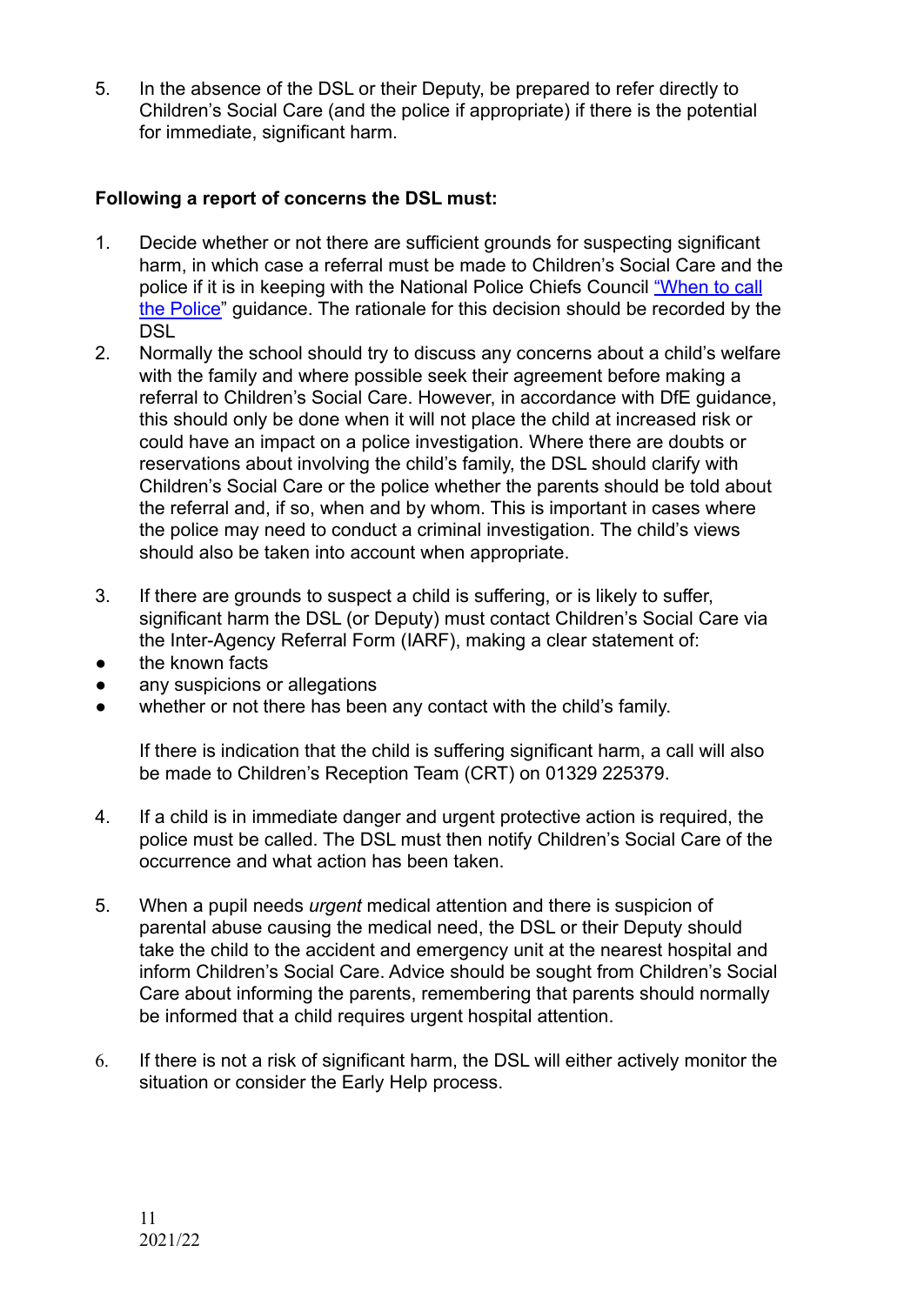5. In the absence of the DSL or their Deputy, be prepared to refer directly to Children's Social Care (and the police if appropriate) if there is the potential for immediate, significant harm.

**Following a report of concerns the DSL must:**

1. Decide whether or not there are sufficient grounds for suspecting significant harm, in which case a referral must be made to Children's Social Care and the police if it is in keeping with the National Police Chiefs Council "When to call the Police" guidance. The rationale for this decision should be recorded by the DSL
2. Normally the school should try to discuss any concerns about a child's welfare with the family and where possible seek their agreement before making a referral to Children's Social Care. However, in accordance with DfE guidance, this should only be done when it will not place the child at increased risk or could have an impact on a police investigation. Where there are doubts or reservations about involving the child's family, the DSL should clarify with Children's Social Care or the police whether the parents should be told about the referral and, if so, when and by whom. This is important in cases where the police may need to conduct a criminal investigation. The child's views should also be taken into account when appropriate.

3. If there are grounds to suspect a child is suffering, or is likely to suffer, significant harm the DSL (or Deputy) must contact Children's Social Care via the Inter-Agency Referral Form (IARF), making a clear statement of:
   - the known facts
   - any suspicions or allegations
   - whether or not there has been any contact with the child's family.

   If there is indication that the child is suffering significant harm, a call will also be made to Children's Reception Team (CRT) on 01329 225379.

4. If a child is in immediate danger and urgent protective action is required, the police must be called. The DSL must then notify Children's Social Care of the occurrence and what action has been taken.

5. When a pupil needs *urgent* medical attention and there is suspicion of parental abuse causing the medical need, the DSL or their Deputy should take the child to the accident and emergency unit at the nearest hospital and inform Children's Social Care. Advice should be sought from Children's Social Care about informing the parents, remembering that parents should normally be informed that a child requires urgent hospital attention.

6. If there is not a risk of significant harm, the DSL will either actively monitor the situation or consider the Early Help process.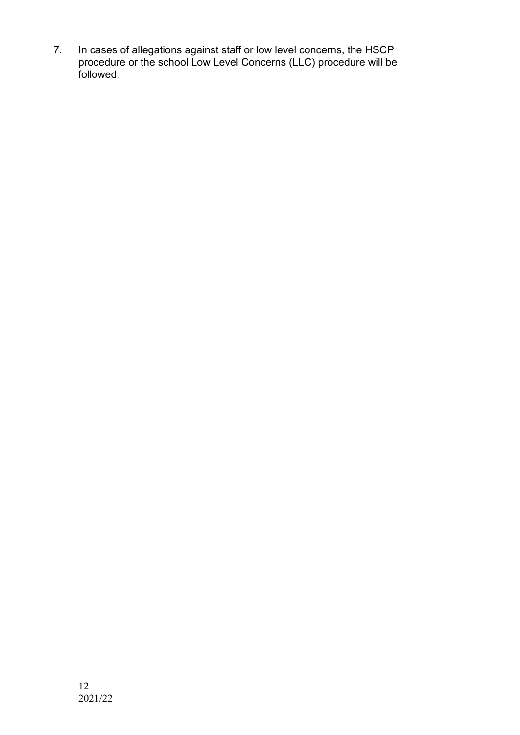7. In cases of allegations against staff or low level concerns, the HSCP procedure or the school Low Level Concerns (LLC) procedure will be followed.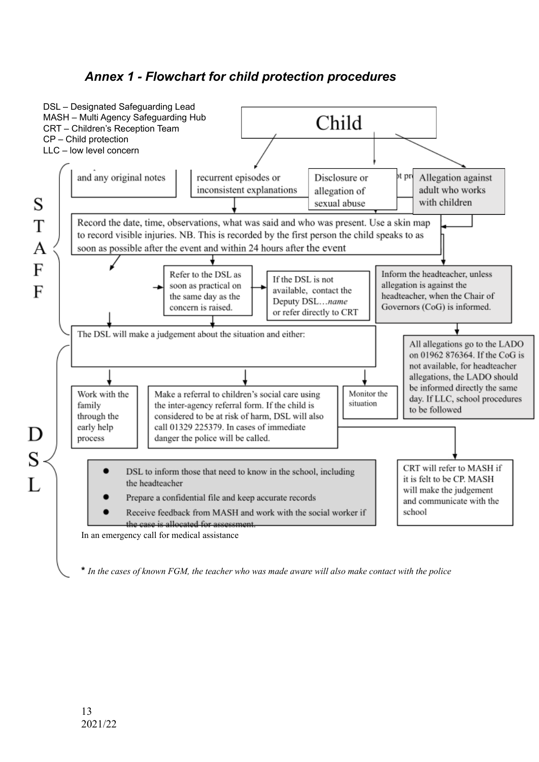## *Annex 1 - Flowchart for child protection procedures*

DSL – Designated Safeguarding Lead
MASH – Multi Agency Safeguarding Hub
CRT – Children's Reception Team
CP – Child protection
LLC – low level concern

**Child**

**STAFF**

- and any original notes
- recurrent episodes or inconsistent explanations
- Disclosure or allegation of sexual abuse
- Allegation against adult who works with children

Record the date, time, observations, what was said and who was present. Use a skin map to record visible injuries. NB. This is recorded by the first person the child speaks to as soon as possible after the event and within 24 hours after the event

Refer to the DSL as soon as practical on the same day as the concern is raised.

If the DSL is not available, contact the Deputy DSL…*name* or refer directly to CRT

Inform the headteacher, unless allegation is against the headteacher, when the Chair of Governors (CoG) is informed.

All allegations go to the LADO on 01962 876364. If the CoG is not available, for headteacher allegations, the LADO should be informed directly the same day. If LLC, school procedures to be followed

**DSL**

The DSL will make a judgement about the situation and either:

- Work with the family through the early help process
- Make a referral to children's social care using the inter-agency referral form. If the child is considered to be at risk of harm, DSL will also call 01329 225379. In cases of immediate danger the police will be called.
- Monitor the situation

CRT will refer to MASH if it is felt to be CP. MASH will make the judgement and communicate with the school

- DSL to inform those that need to know in the school, including the headteacher
- Prepare a confidential file and keep accurate records
- Receive feedback from MASH and work with the social worker if the case is allocated for assessment.

In an emergency call for medical assistance

* *In the cases of known FGM, the teacher who was made aware will also make contact with the police*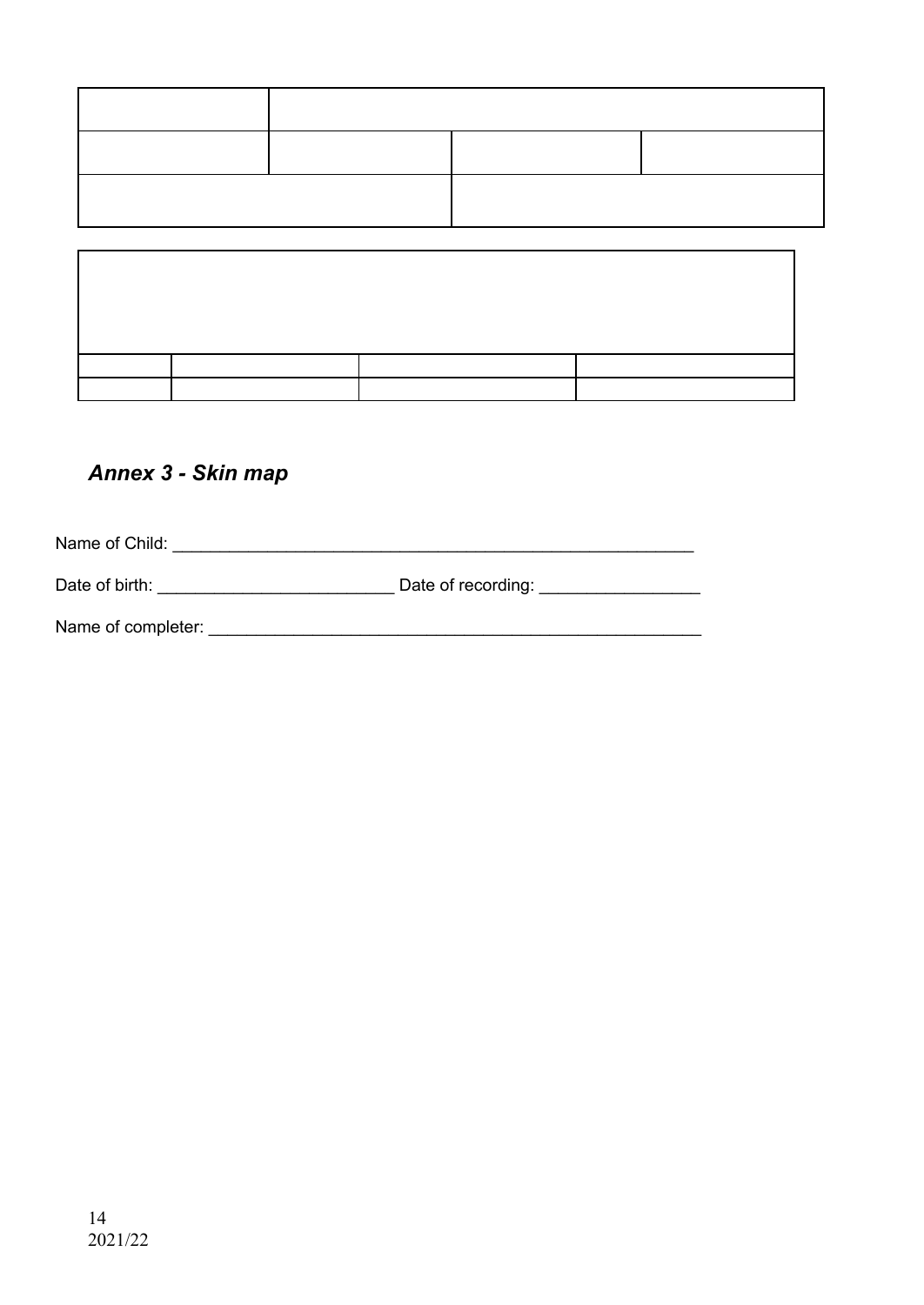| | | | |
|---|---|---|---|
| | | | |
| | | | |
| | | | |

| | | | |
|---|---|---|---|
| | | | |
| | | | |
| | | | |

## *Annex 3 - Skin map*

Name of Child: ___________________________________________________________

Date of birth: __________________________ Date of recording: _________________

Name of completer: _______________________________________________________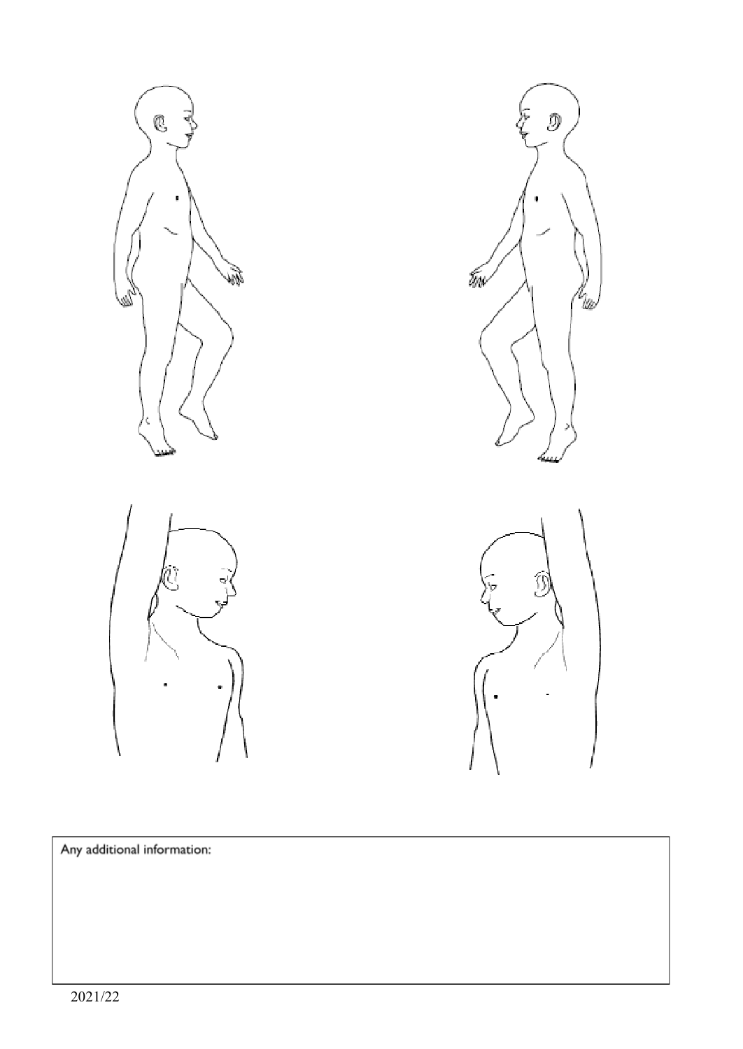Any additional information: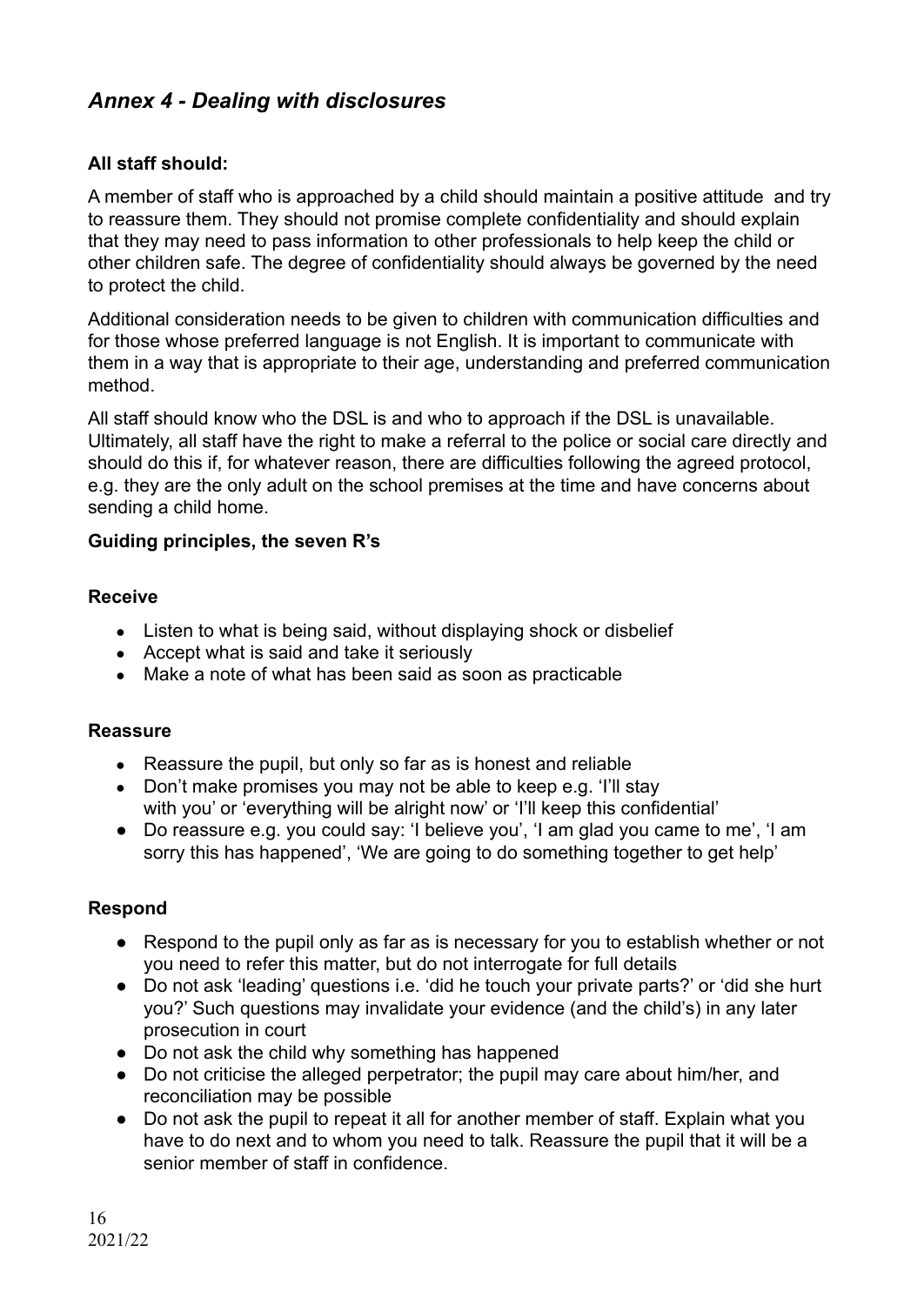## *Annex 4 - Dealing with disclosures*

**All staff should:**

A member of staff who is approached by a child should maintain a positive attitude and try to reassure them. They should not promise complete confidentiality and should explain that they may need to pass information to other professionals to help keep the child or other children safe. The degree of confidentiality should always be governed by the need to protect the child.

Additional consideration needs to be given to children with communication difficulties and for those whose preferred language is not English. It is important to communicate with them in a way that is appropriate to their age, understanding and preferred communication method.

All staff should know who the DSL is and who to approach if the DSL is unavailable. Ultimately, all staff have the right to make a referral to the police or social care directly and should do this if, for whatever reason, there are difficulties following the agreed protocol, e.g. they are the only adult on the school premises at the time and have concerns about sending a child home.

**Guiding principles, the seven R's**

**Receive**

- Listen to what is being said, without displaying shock or disbelief
- Accept what is said and take it seriously
- Make a note of what has been said as soon as practicable

**Reassure**

- Reassure the pupil, but only so far as is honest and reliable
- Don't make promises you may not be able to keep e.g. 'I'll stay with you' or 'everything will be alright now' or 'I'll keep this confidential'
- Do reassure e.g. you could say: 'I believe you', 'I am glad you came to me', 'I am sorry this has happened', 'We are going to do something together to get help'

**Respond**

- Respond to the pupil only as far as is necessary for you to establish whether or not you need to refer this matter, but do not interrogate for full details
- Do not ask 'leading' questions i.e. 'did he touch your private parts?' or 'did she hurt you?' Such questions may invalidate your evidence (and the child's) in any later prosecution in court
- Do not ask the child why something has happened
- Do not criticise the alleged perpetrator; the pupil may care about him/her, and reconciliation may be possible
- Do not ask the pupil to repeat it all for another member of staff. Explain what you have to do next and to whom you need to talk. Reassure the pupil that it will be a senior member of staff in confidence.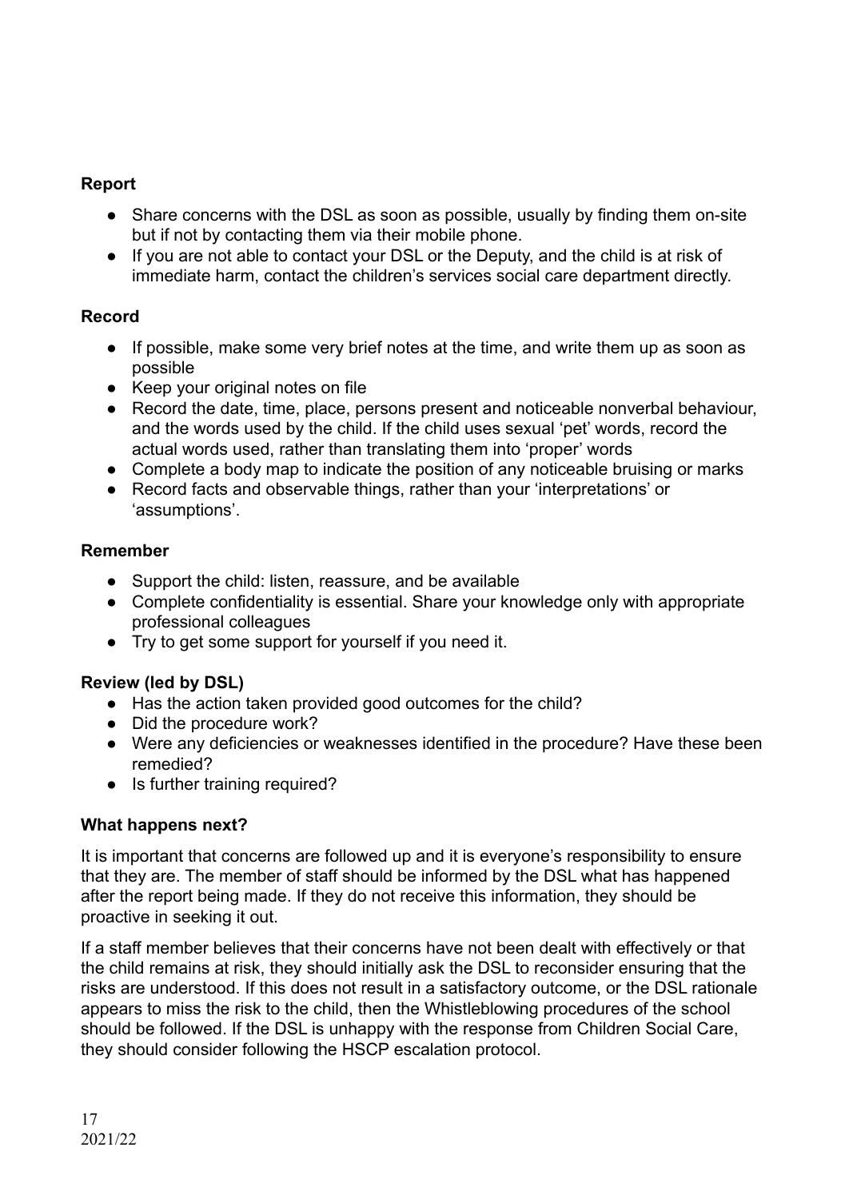**Report**

- Share concerns with the DSL as soon as possible, usually by finding them on-site but if not by contacting them via their mobile phone.
- If you are not able to contact your DSL or the Deputy, and the child is at risk of immediate harm, contact the children's services social care department directly.

**Record**

- If possible, make some very brief notes at the time, and write them up as soon as possible
- Keep your original notes on file
- Record the date, time, place, persons present and noticeable nonverbal behaviour, and the words used by the child. If the child uses sexual 'pet' words, record the actual words used, rather than translating them into 'proper' words
- Complete a body map to indicate the position of any noticeable bruising or marks
- Record facts and observable things, rather than your 'interpretations' or 'assumptions'.

**Remember**

- Support the child: listen, reassure, and be available
- Complete confidentiality is essential. Share your knowledge only with appropriate professional colleagues
- Try to get some support for yourself if you need it.

**Review (led by DSL)**

- Has the action taken provided good outcomes for the child?
- Did the procedure work?
- Were any deficiencies or weaknesses identified in the procedure? Have these been remedied?
- Is further training required?

**What happens next?**

It is important that concerns are followed up and it is everyone's responsibility to ensure that they are. The member of staff should be informed by the DSL what has happened after the report being made. If they do not receive this information, they should be proactive in seeking it out.

If a staff member believes that their concerns have not been dealt with effectively or that the child remains at risk, they should initially ask the DSL to reconsider ensuring that the risks are understood. If this does not result in a satisfactory outcome, or the DSL rationale appears to miss the risk to the child, then the Whistleblowing procedures of the school should be followed. If the DSL is unhappy with the response from Children Social Care, they should consider following the HSCP escalation protocol.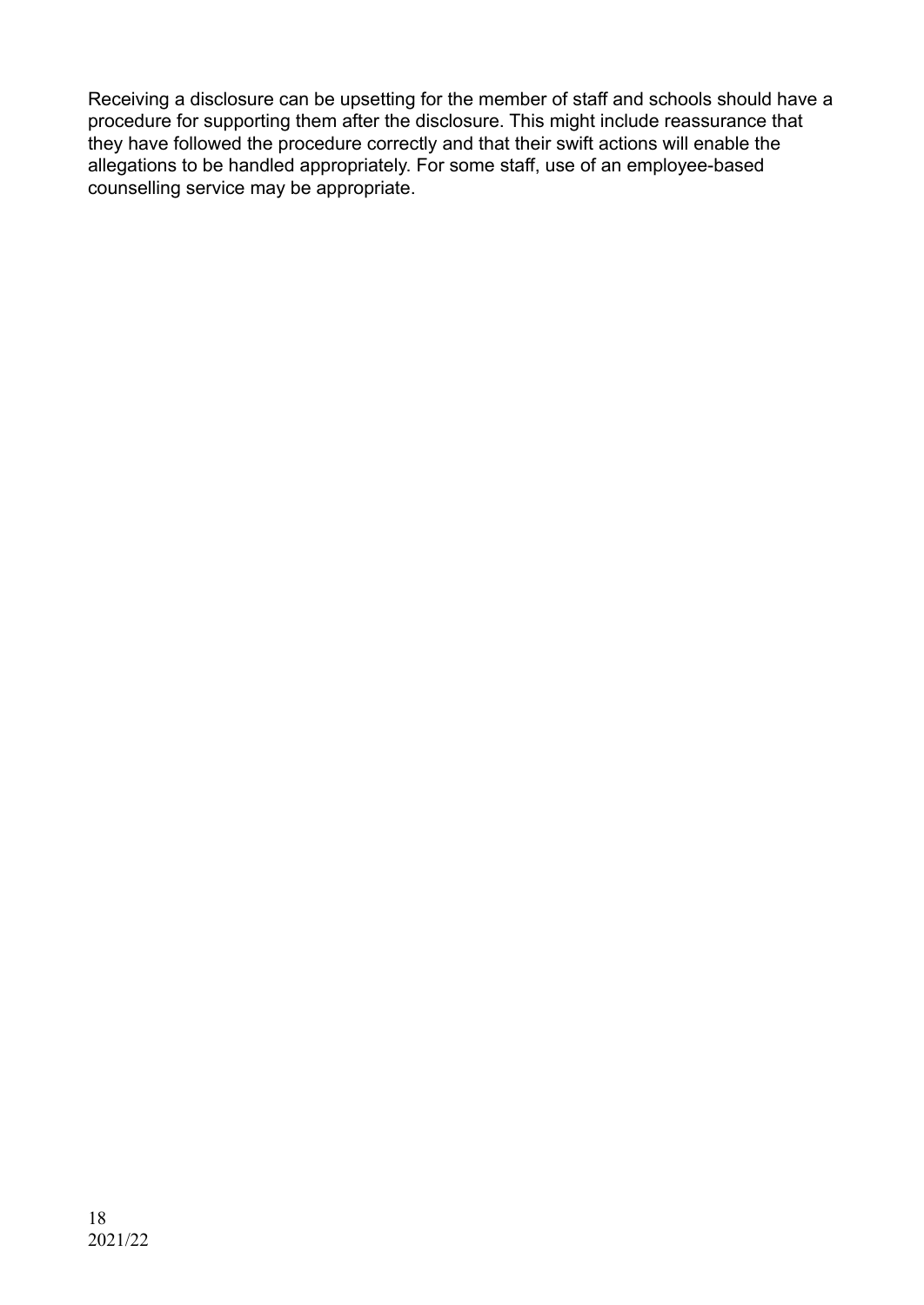Receiving a disclosure can be upsetting for the member of staff and schools should have a procedure for supporting them after the disclosure. This might include reassurance that they have followed the procedure correctly and that their swift actions will enable the allegations to be handled appropriately. For some staff, use of an employee-based counselling service may be appropriate.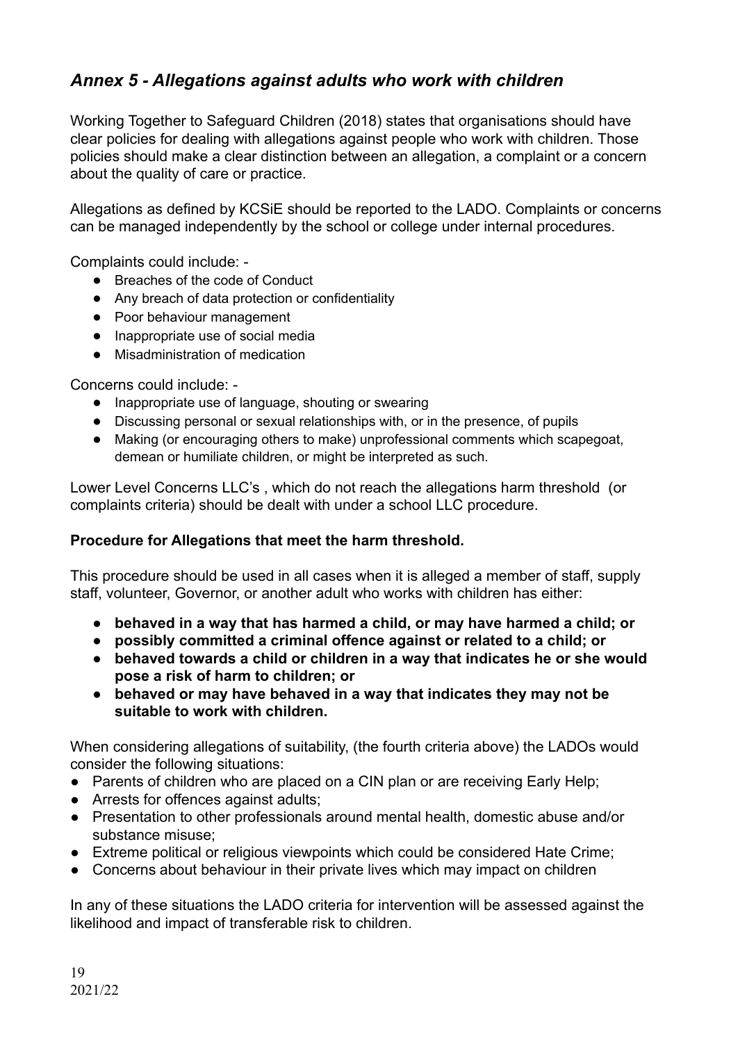## *Annex 5 - Allegations against adults who work with children*

Working Together to Safeguard Children (2018) states that organisations should have clear policies for dealing with allegations against people who work with children. Those policies should make a clear distinction between an allegation, a complaint or a concern about the quality of care or practice.

Allegations as defined by KCSiE should be reported to the LADO. Complaints or concerns can be managed independently by the school or college under internal procedures.

Complaints could include: -

- Breaches of the code of Conduct
- Any breach of data protection or confidentiality
- Poor behaviour management
- Inappropriate use of social media
- Misadministration of medication

Concerns could include: -

- Inappropriate use of language, shouting or swearing
- Discussing personal or sexual relationships with, or in the presence, of pupils
- Making (or encouraging others to make) unprofessional comments which scapegoat, demean or humiliate children, or might be interpreted as such.

Lower Level Concerns LLC's , which do not reach the allegations harm threshold (or complaints criteria) should be dealt with under a school LLC procedure.

**Procedure for Allegations that meet the harm threshold.**

This procedure should be used in all cases when it is alleged a member of staff, supply staff, volunteer, Governor, or another adult who works with children has either:

- **behaved in a way that has harmed a child, or may have harmed a child; or**
- **possibly committed a criminal offence against or related to a child; or**
- **behaved towards a child or children in a way that indicates he or she would pose a risk of harm to children; or**
- **behaved or may have behaved in a way that indicates they may not be suitable to work with children.**

When considering allegations of suitability, (the fourth criteria above) the LADOs would consider the following situations:

- Parents of children who are placed on a CIN plan or are receiving Early Help;
- Arrests for offences against adults;
- Presentation to other professionals around mental health, domestic abuse and/or substance misuse;
- Extreme political or religious viewpoints which could be considered Hate Crime;
- Concerns about behaviour in their private lives which may impact on children

In any of these situations the LADO criteria for intervention will be assessed against the likelihood and impact of transferable risk to children.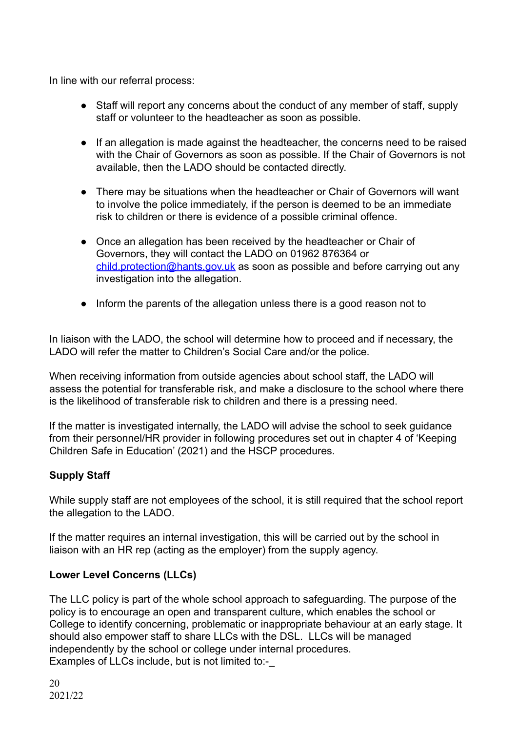In line with our referral process:

- Staff will report any concerns about the conduct of any member of staff, supply staff or volunteer to the headteacher as soon as possible.

- If an allegation is made against the headteacher, the concerns need to be raised with the Chair of Governors as soon as possible. If the Chair of Governors is not available, then the LADO should be contacted directly.

- There may be situations when the headteacher or Chair of Governors will want to involve the police immediately, if the person is deemed to be an immediate risk to children or there is evidence of a possible criminal offence.

- Once an allegation has been received by the headteacher or Chair of Governors, they will contact the LADO on 01962 876364 or [child.protection@hants.gov.uk](mailto:child.protection@hants.gov.uk) as soon as possible and before carrying out any investigation into the allegation.

- Inform the parents of the allegation unless there is a good reason not to

In liaison with the LADO, the school will determine how to proceed and if necessary, the LADO will refer the matter to Children's Social Care and/or the police.

When receiving information from outside agencies about school staff, the LADO will assess the potential for transferable risk, and make a disclosure to the school where there is the likelihood of transferable risk to children and there is a pressing need.

If the matter is investigated internally, the LADO will advise the school to seek guidance from their personnel/HR provider in following procedures set out in chapter 4 of 'Keeping Children Safe in Education' (2021) and the HSCP procedures.

**Supply Staff**

While supply staff are not employees of the school, it is still required that the school report the allegation to the LADO.

If the matter requires an internal investigation, this will be carried out by the school in liaison with an HR rep (acting as the employer) from the supply agency.

**Lower Level Concerns (LLCs)**

The LLC policy is part of the whole school approach to safeguarding. The purpose of the policy is to encourage an open and transparent culture, which enables the school or College to identify concerning, problematic or inappropriate behaviour at an early stage. It should also empower staff to share LLCs with the DSL. LLCs will be managed independently by the school or college under internal procedures.
Examples of LLCs include, but is not limited to:-_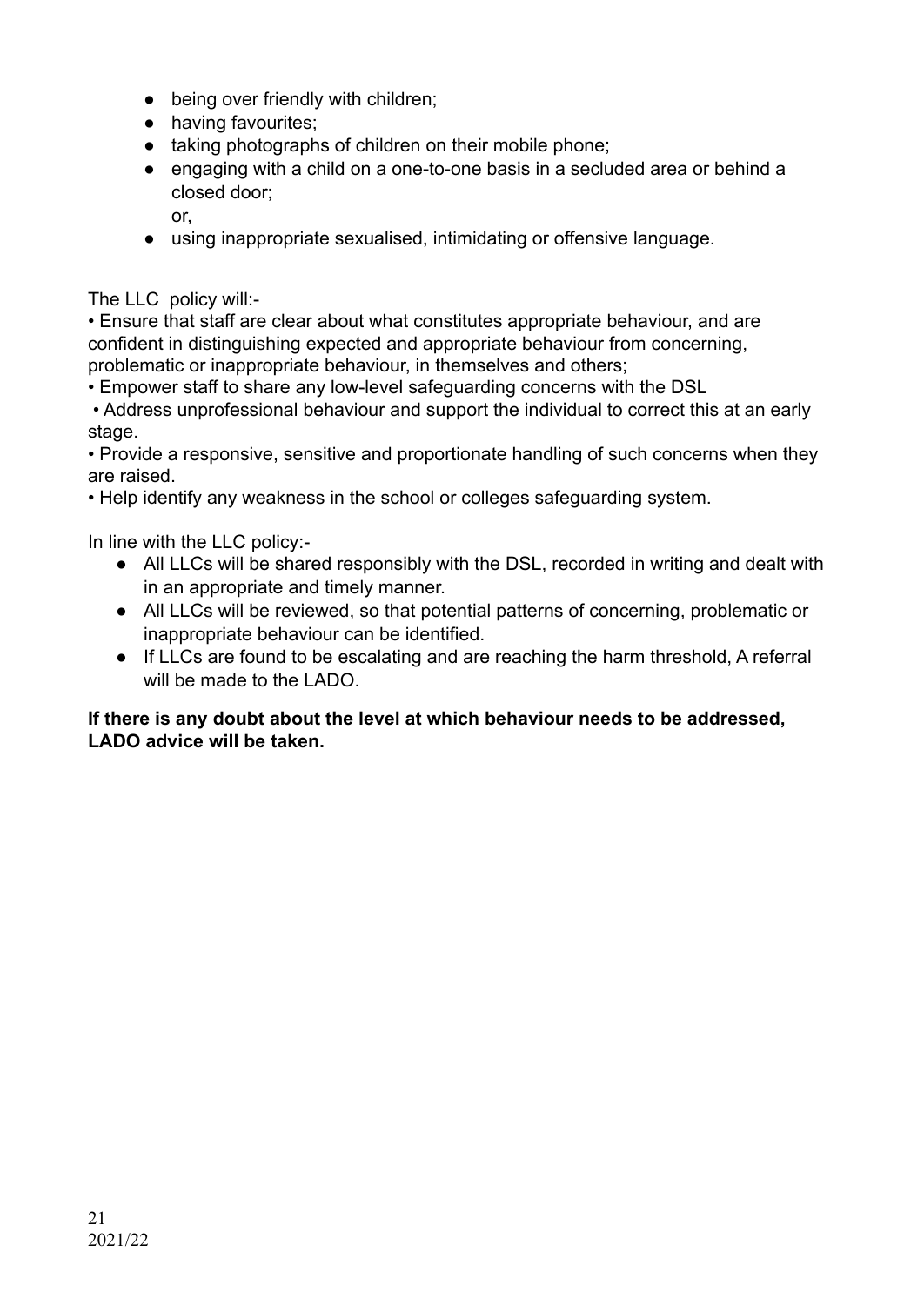- being over friendly with children;
- having favourites;
- taking photographs of children on their mobile phone;
- engaging with a child on a one-to-one basis in a secluded area or behind a closed door;
  or,
- using inappropriate sexualised, intimidating or offensive language.

The LLC policy will:-

• Ensure that staff are clear about what constitutes appropriate behaviour, and are confident in distinguishing expected and appropriate behaviour from concerning, problematic or inappropriate behaviour, in themselves and others;
• Empower staff to share any low-level safeguarding concerns with the DSL
• Address unprofessional behaviour and support the individual to correct this at an early stage.
• Provide a responsive, sensitive and proportionate handling of such concerns when they are raised.
• Help identify any weakness in the school or colleges safeguarding system.

In line with the LLC policy:-

- All LLCs will be shared responsibly with the DSL, recorded in writing and dealt with in an appropriate and timely manner.
- All LLCs will be reviewed, so that potential patterns of concerning, problematic or inappropriate behaviour can be identified.
- If LLCs are found to be escalating and are reaching the harm threshold, A referral will be made to the LADO.

**If there is any doubt about the level at which behaviour needs to be addressed, LADO advice will be taken.**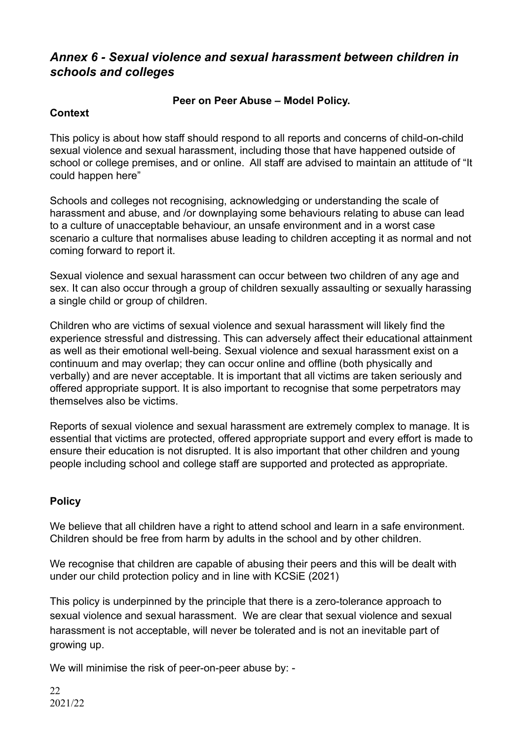## *Annex 6 - Sexual violence and sexual harassment between children in schools and colleges*

**Peer on Peer Abuse – Model Policy.**

### Context

This policy is about how staff should respond to all reports and concerns of child-on-child sexual violence and sexual harassment, including those that have happened outside of school or college premises, and or online. All staff are advised to maintain an attitude of "It could happen here"

Schools and colleges not recognising, acknowledging or understanding the scale of harassment and abuse, and /or downplaying some behaviours relating to abuse can lead to a culture of unacceptable behaviour, an unsafe environment and in a worst case scenario a culture that normalises abuse leading to children accepting it as normal and not coming forward to report it.

Sexual violence and sexual harassment can occur between two children of any age and sex. It can also occur through a group of children sexually assaulting or sexually harassing a single child or group of children.

Children who are victims of sexual violence and sexual harassment will likely find the experience stressful and distressing. This can adversely affect their educational attainment as well as their emotional well-being. Sexual violence and sexual harassment exist on a continuum and may overlap; they can occur online and offline (both physically and verbally) and are never acceptable. It is important that all victims are taken seriously and offered appropriate support. It is also important to recognise that some perpetrators may themselves also be victims.

Reports of sexual violence and sexual harassment are extremely complex to manage. It is essential that victims are protected, offered appropriate support and every effort is made to ensure their education is not disrupted. It is also important that other children and young people including school and college staff are supported and protected as appropriate.

### Policy

We believe that all children have a right to attend school and learn in a safe environment. Children should be free from harm by adults in the school and by other children.

We recognise that children are capable of abusing their peers and this will be dealt with under our child protection policy and in line with KCSiE (2021)

This policy is underpinned by the principle that there is a zero-tolerance approach to sexual violence and sexual harassment. We are clear that sexual violence and sexual harassment is not acceptable, will never be tolerated and is not an inevitable part of growing up.

We will minimise the risk of peer-on-peer abuse by: -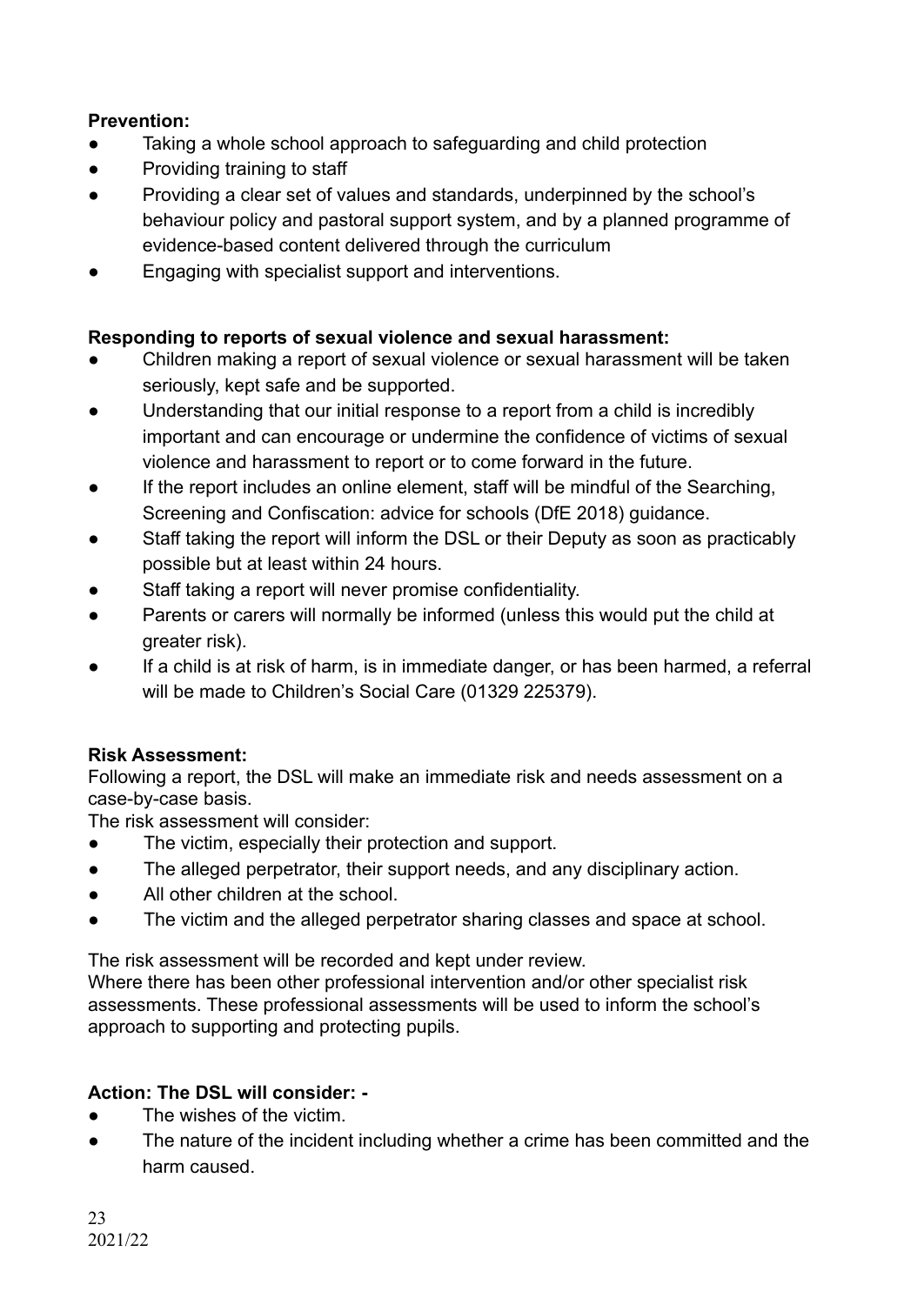**Prevention:**

- Taking a whole school approach to safeguarding and child protection
- Providing training to staff
- Providing a clear set of values and standards, underpinned by the school's behaviour policy and pastoral support system, and by a planned programme of evidence-based content delivered through the curriculum
- Engaging with specialist support and interventions.

**Responding to reports of sexual violence and sexual harassment:**

- Children making a report of sexual violence or sexual harassment will be taken seriously, kept safe and be supported.
- Understanding that our initial response to a report from a child is incredibly important and can encourage or undermine the confidence of victims of sexual violence and harassment to report or to come forward in the future.
- If the report includes an online element, staff will be mindful of the Searching, Screening and Confiscation: advice for schools (DfE 2018) guidance.
- Staff taking the report will inform the DSL or their Deputy as soon as practicably possible but at least within 24 hours.
- Staff taking a report will never promise confidentiality.
- Parents or carers will normally be informed (unless this would put the child at greater risk).
- If a child is at risk of harm, is in immediate danger, or has been harmed, a referral will be made to Children's Social Care (01329 225379).

**Risk Assessment:**

Following a report, the DSL will make an immediate risk and needs assessment on a case-by-case basis.

The risk assessment will consider:

- The victim, especially their protection and support.
- The alleged perpetrator, their support needs, and any disciplinary action.
- All other children at the school.
- The victim and the alleged perpetrator sharing classes and space at school.

The risk assessment will be recorded and kept under review.

Where there has been other professional intervention and/or other specialist risk assessments. These professional assessments will be used to inform the school's approach to supporting and protecting pupils.

**Action: The DSL will consider: -**

- The wishes of the victim.
- The nature of the incident including whether a crime has been committed and the harm caused.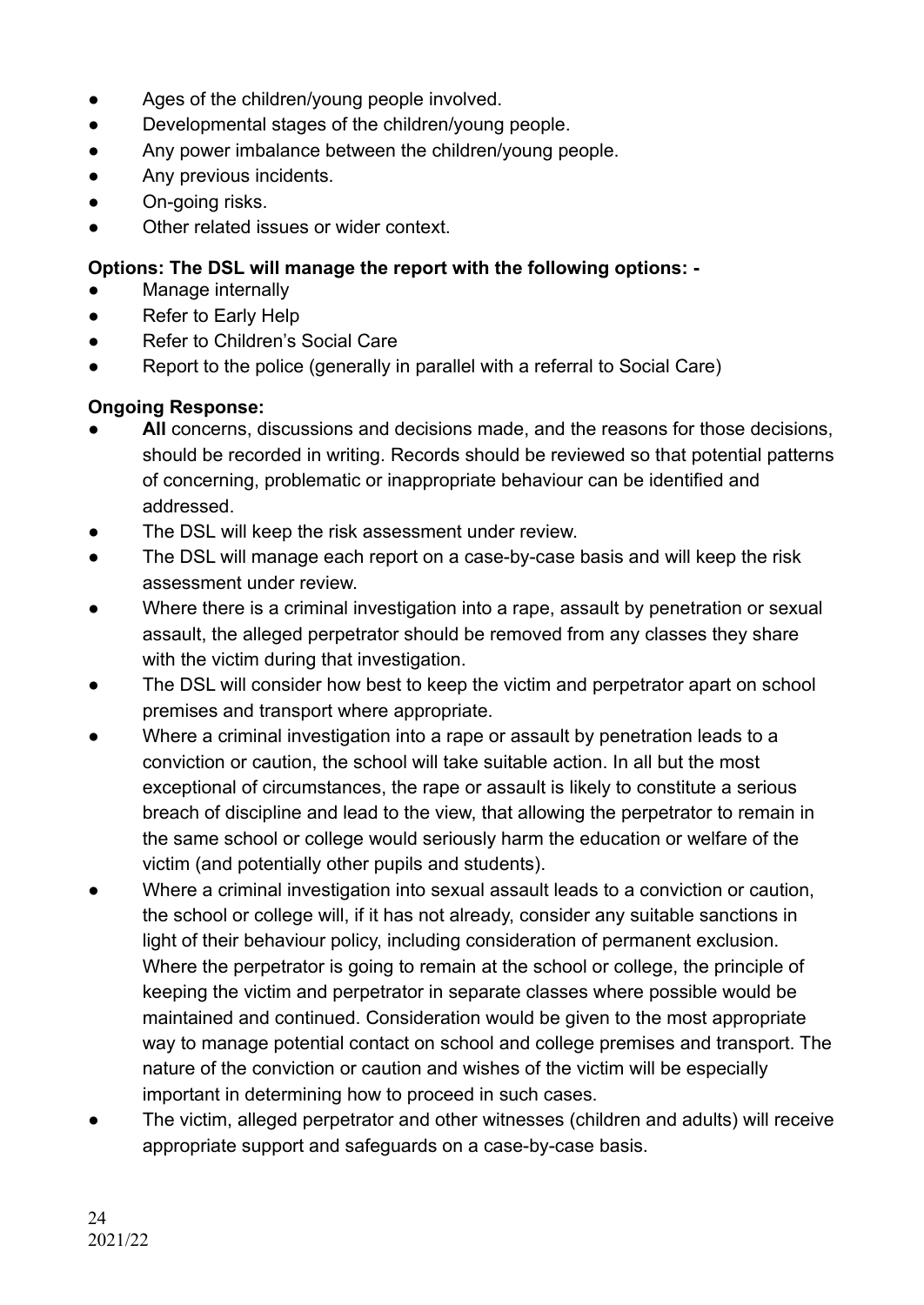- Ages of the children/young people involved.
- Developmental stages of the children/young people.
- Any power imbalance between the children/young people.
- Any previous incidents.
- On-going risks.
- Other related issues or wider context.

**Options: The DSL will manage the report with the following options: -**

- Manage internally
- Refer to Early Help
- Refer to Children's Social Care
- Report to the police (generally in parallel with a referral to Social Care)

**Ongoing Response:**

- **All** concerns, discussions and decisions made, and the reasons for those decisions, should be recorded in writing. Records should be reviewed so that potential patterns of concerning, problematic or inappropriate behaviour can be identified and addressed.
- The DSL will keep the risk assessment under review.
- The DSL will manage each report on a case-by-case basis and will keep the risk assessment under review.
- Where there is a criminal investigation into a rape, assault by penetration or sexual assault, the alleged perpetrator should be removed from any classes they share with the victim during that investigation.
- The DSL will consider how best to keep the victim and perpetrator apart on school premises and transport where appropriate.
- Where a criminal investigation into a rape or assault by penetration leads to a conviction or caution, the school will take suitable action. In all but the most exceptional of circumstances, the rape or assault is likely to constitute a serious breach of discipline and lead to the view, that allowing the perpetrator to remain in the same school or college would seriously harm the education or welfare of the victim (and potentially other pupils and students).
- Where a criminal investigation into sexual assault leads to a conviction or caution, the school or college will, if it has not already, consider any suitable sanctions in light of their behaviour policy, including consideration of permanent exclusion. Where the perpetrator is going to remain at the school or college, the principle of keeping the victim and perpetrator in separate classes where possible would be maintained and continued. Consideration would be given to the most appropriate way to manage potential contact on school and college premises and transport. The nature of the conviction or caution and wishes of the victim will be especially important in determining how to proceed in such cases.
- The victim, alleged perpetrator and other witnesses (children and adults) will receive appropriate support and safeguards on a case-by-case basis.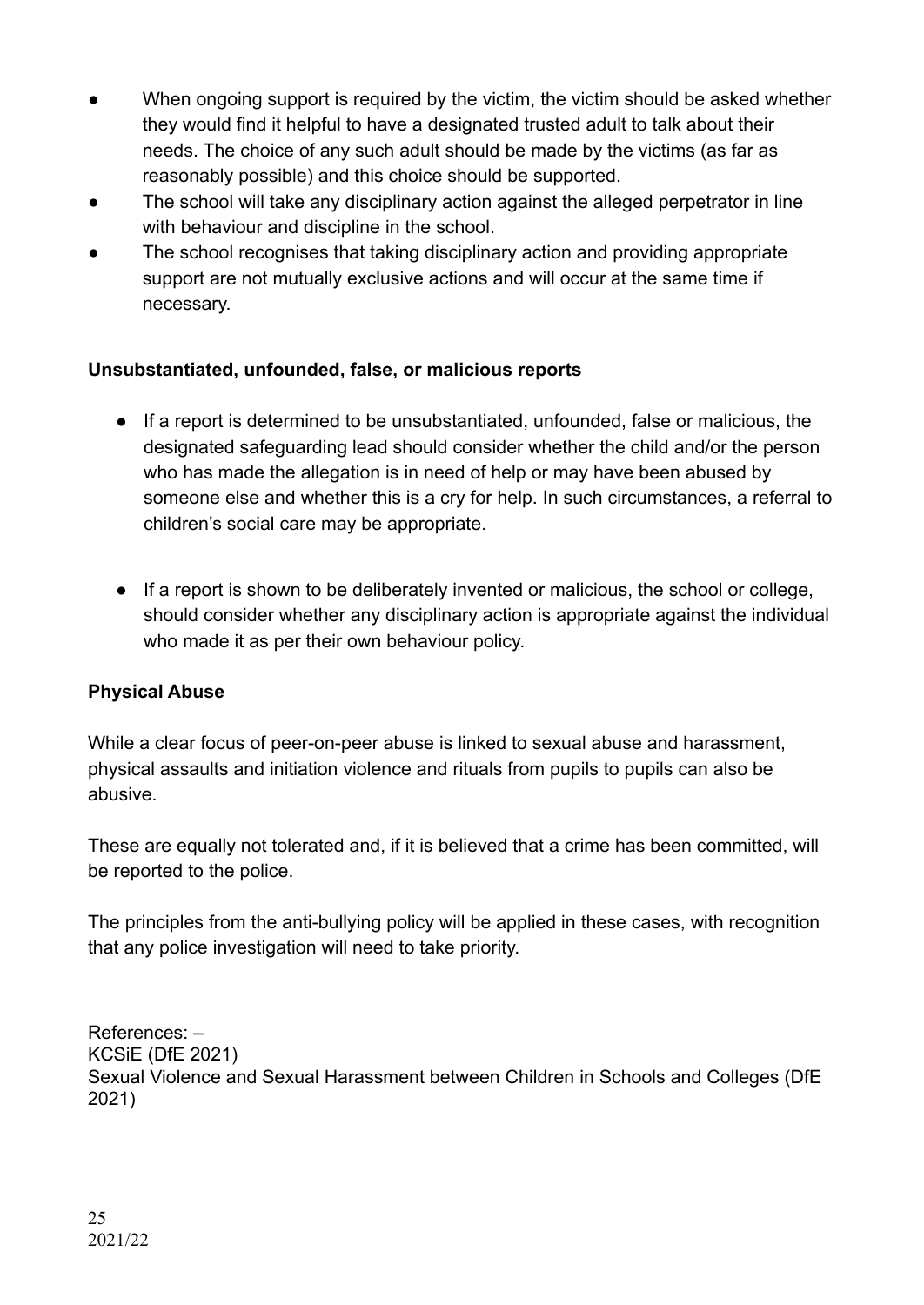- When ongoing support is required by the victim, the victim should be asked whether they would find it helpful to have a designated trusted adult to talk about their needs. The choice of any such adult should be made by the victims (as far as reasonably possible) and this choice should be supported.
- The school will take any disciplinary action against the alleged perpetrator in line with behaviour and discipline in the school.
- The school recognises that taking disciplinary action and providing appropriate support are not mutually exclusive actions and will occur at the same time if necessary.

**Unsubstantiated, unfounded, false, or malicious reports**

- If a report is determined to be unsubstantiated, unfounded, false or malicious, the designated safeguarding lead should consider whether the child and/or the person who has made the allegation is in need of help or may have been abused by someone else and whether this is a cry for help. In such circumstances, a referral to children's social care may be appropriate.

- If a report is shown to be deliberately invented or malicious, the school or college, should consider whether any disciplinary action is appropriate against the individual who made it as per their own behaviour policy.

**Physical Abuse**

While a clear focus of peer-on-peer abuse is linked to sexual abuse and harassment, physical assaults and initiation violence and rituals from pupils to pupils can also be abusive.

These are equally not tolerated and, if it is believed that a crime has been committed, will be reported to the police.

The principles from the anti-bullying policy will be applied in these cases, with recognition that any police investigation will need to take priority.

References: –
KCSiE (DfE 2021)
Sexual Violence and Sexual Harassment between Children in Schools and Colleges (DfE 2021)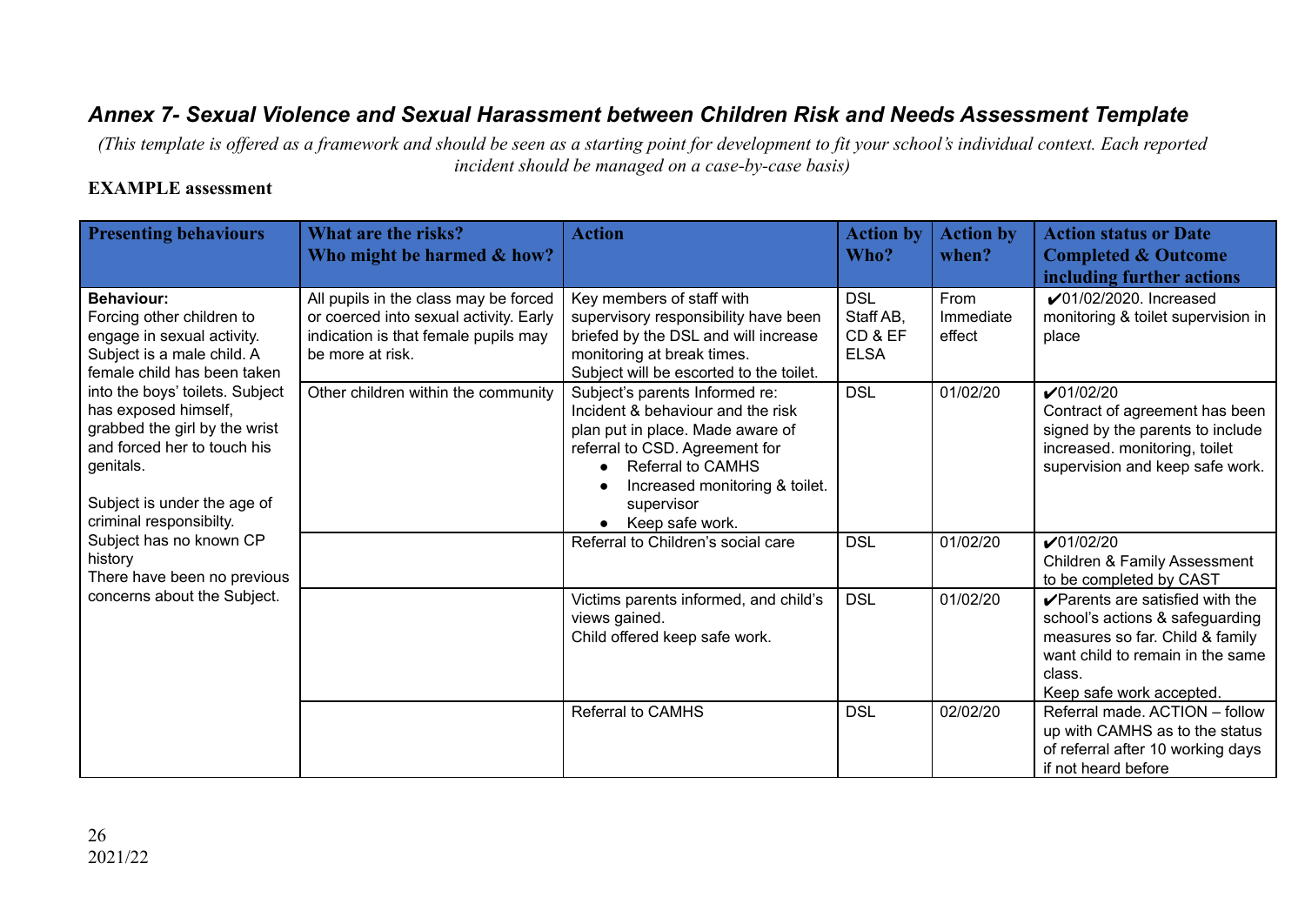## *Annex 7- Sexual Violence and Sexual Harassment between Children Risk and Needs Assessment Template*

*(This template is offered as a framework and should be seen as a starting point for development to fit your school's individual context. Each reported incident should be managed on a case-by-case basis)*

**EXAMPLE assessment**

| Presenting behaviours | What are the risks? Who might be harmed & how? | Action | Action by Who? | Action by when? | Action status or Date Completed & Outcome including further actions |
|---|---|---|---|---|---|
| **Behaviour:** Forcing other children to engage in sexual activity. Subject is a male child. A female child has been taken into the boys' toilets. Subject has exposed himself, grabbed the girl by the wrist and forced her to touch his genitals.<br><br>Subject is under the age of criminal responsibilty.<br>Subject has no known CP history<br>There have been no previous concerns about the Subject. | All pupils in the class may be forced or coerced into sexual activity. Early indication is that female pupils may be more at risk. | Key members of staff with supervisory responsibility have been briefed by the DSL and will increase monitoring at break times.<br>Subject will be escorted to the toilet. | DSL<br>Staff AB, CD & EF<br>ELSA | From Immediate effect | ✔01/02/2020. Increased monitoring & toilet supervision in place |
| | Other children within the community | Subject's parents Informed re: Incident & behaviour and the risk plan put in place. Made aware of referral to CSD. Agreement for<br>● Referral to CAMHS<br>● Increased monitoring & toilet. supervisor<br>● Keep safe work. | DSL | 01/02/20 | ✔01/02/20<br>Contract of agreement has been signed by the parents to include increased. monitoring, toilet supervision and keep safe work. |
| | | Referral to Children's social care | DSL | 01/02/20 | ✔01/02/20<br>Children & Family Assessment to be completed by CAST |
| | | Victims parents informed, and child's views gained.<br>Child offered keep safe work. | DSL | 01/02/20 | ✔Parents are satisfied with the school's actions & safeguarding measures so far. Child & family want child to remain in the same class.<br>Keep safe work accepted. |
| | | Referral to CAMHS | DSL | 02/02/20 | Referral made. ACTION – follow up with CAMHS as to the status of referral after 10 working days if not heard before |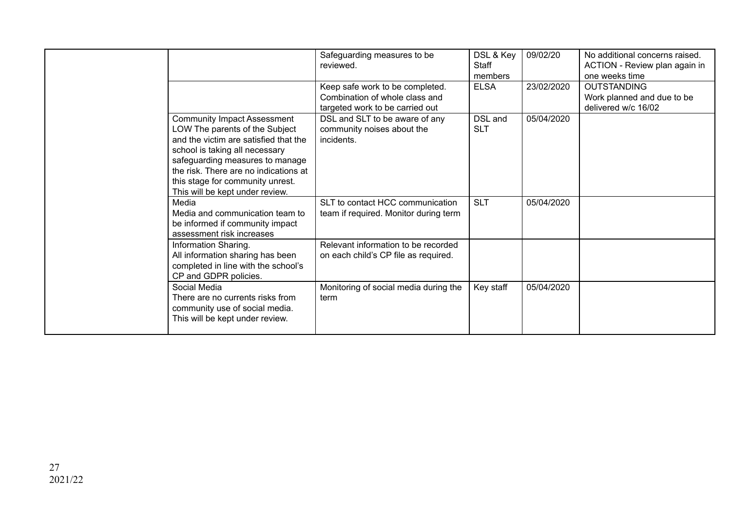| | | | | | |
|---|---|---|---|---|---|
| | | Safeguarding measures to be reviewed. | DSL & Key Staff members | 09/02/20 | No additional concerns raised. ACTION - Review plan again in one weeks time |
| | | Keep safe work to be completed. Combination of whole class and targeted work to be carried out | ELSA | 23/02/2020 | OUTSTANDING Work planned and due to be delivered w/c 16/02 |
| | Community Impact Assessment LOW The parents of the Subject and the victim are satisfied that the school is taking all necessary safeguarding measures to manage the risk. There are no indications at this stage for community unrest. This will be kept under review. | DSL and SLT to be aware of any community noises about the incidents. | DSL and SLT | 05/04/2020 | |
| | Media Media and communication team to be informed if community impact assessment risk increases | SLT to contact HCC communication team if required. Monitor during term | SLT | 05/04/2020 | |
| | Information Sharing. All information sharing has been completed in line with the school's CP and GDPR policies. | Relevant information to be recorded on each child's CP file as required. | | | |
| | Social Media There are no currents risks from community use of social media. This will be kept under review. | Monitoring of social media during the term | Key staff | 05/04/2020 | |

2021/22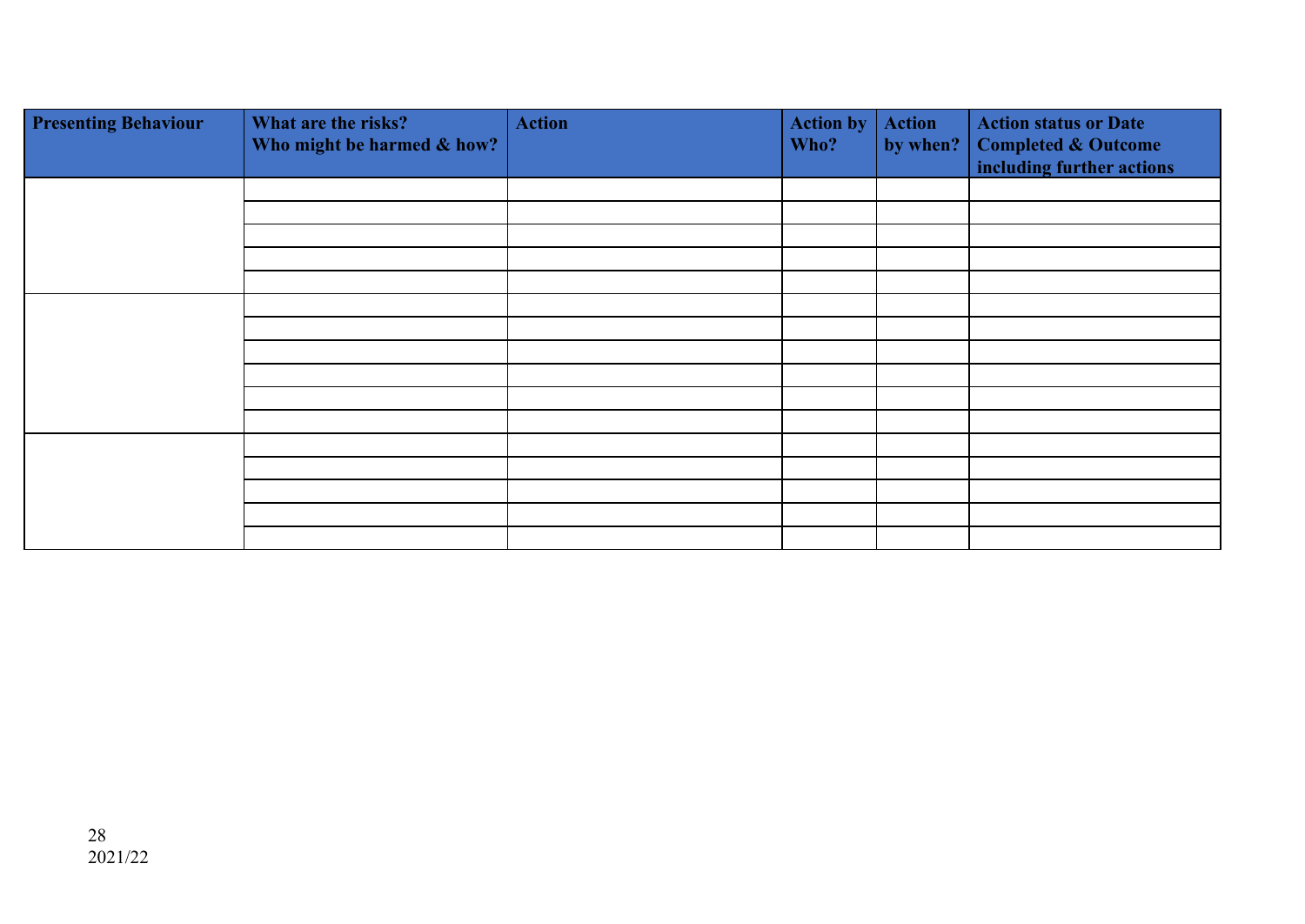| Presenting Behaviour | What are the risks? Who might be harmed & how? | Action | Action by Who? | Action by when? | Action status or Date Completed & Outcome including further actions |
| --- | --- | --- | --- | --- | --- |
| | | | | | |
| | | | | | |
| | | | | | |
| | | | | | |
| | | | | | |
| | | | | | |
| | | | | | |
| | | | | | |
| | | | | | |
| | | | | | |
| | | | | | |
| | | | | | |
| | | | | | |
| | | | | | |
| | | | | | |
| | | | | | |

2021/22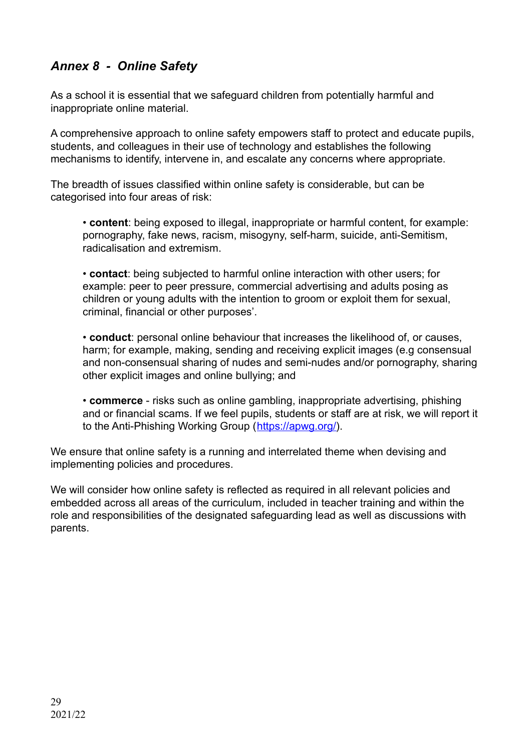## *Annex 8 - Online Safety*

As a school it is essential that we safeguard children from potentially harmful and inappropriate online material.

A comprehensive approach to online safety empowers staff to protect and educate pupils, students, and colleagues in their use of technology and establishes the following mechanisms to identify, intervene in, and escalate any concerns where appropriate.

The breadth of issues classified within online safety is considerable, but can be categorised into four areas of risk:

- **content**: being exposed to illegal, inappropriate or harmful content, for example: pornography, fake news, racism, misogyny, self-harm, suicide, anti-Semitism, radicalisation and extremism.

- **contact**: being subjected to harmful online interaction with other users; for example: peer to peer pressure, commercial advertising and adults posing as children or young adults with the intention to groom or exploit them for sexual, criminal, financial or other purposes'.

- **conduct**: personal online behaviour that increases the likelihood of, or causes, harm; for example, making, sending and receiving explicit images (e.g consensual and non-consensual sharing of nudes and semi-nudes and/or pornography, sharing other explicit images and online bullying; and

- **commerce** - risks such as online gambling, inappropriate advertising, phishing and or financial scams. If we feel pupils, students or staff are at risk, we will report it to the Anti-Phishing Working Group ([https://apwg.org/](https://apwg.org/)).

We ensure that online safety is a running and interrelated theme when devising and implementing policies and procedures.

We will consider how online safety is reflected as required in all relevant policies and embedded across all areas of the curriculum, included in teacher training and within the role and responsibilities of the designated safeguarding lead as well as discussions with parents.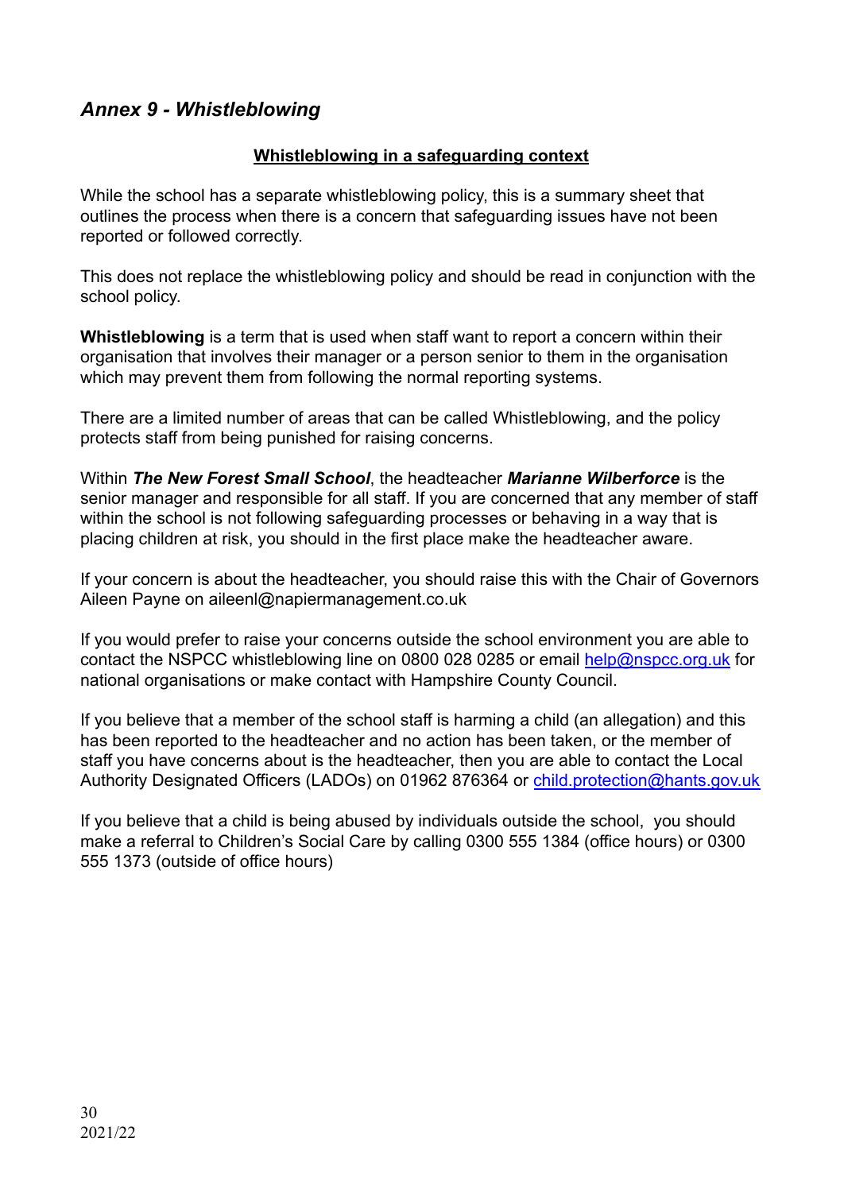## *Annex 9 - Whistleblowing*

**Whistleblowing in a safeguarding context**

While the school has a separate whistleblowing policy, this is a summary sheet that outlines the process when there is a concern that safeguarding issues have not been reported or followed correctly.

This does not replace the whistleblowing policy and should be read in conjunction with the school policy.

**Whistleblowing** is a term that is used when staff want to report a concern within their organisation that involves their manager or a person senior to them in the organisation which may prevent them from following the normal reporting systems.

There are a limited number of areas that can be called Whistleblowing, and the policy protects staff from being punished for raising concerns.

Within ***The New Forest Small School***, the headteacher ***Marianne Wilberforce*** is the senior manager and responsible for all staff. If you are concerned that any member of staff within the school is not following safeguarding processes or behaving in a way that is placing children at risk, you should in the first place make the headteacher aware.

If your concern is about the headteacher, you should raise this with the Chair of Governors Aileen Payne on aileenl@napiermanagement.co.uk

If you would prefer to raise your concerns outside the school environment you are able to contact the NSPCC whistleblowing line on 0800 028 0285 or email help@nspcc.org.uk for national organisations or make contact with Hampshire County Council.

If you believe that a member of the school staff is harming a child (an allegation) and this has been reported to the headteacher and no action has been taken, or the member of staff you have concerns about is the headteacher, then you are able to contact the Local Authority Designated Officers (LADOs) on 01962 876364 or child.protection@hants.gov.uk

If you believe that a child is being abused by individuals outside the school, you should make a referral to Children's Social Care by calling 0300 555 1384 (office hours) or 0300 555 1373 (outside of office hours)

2021/22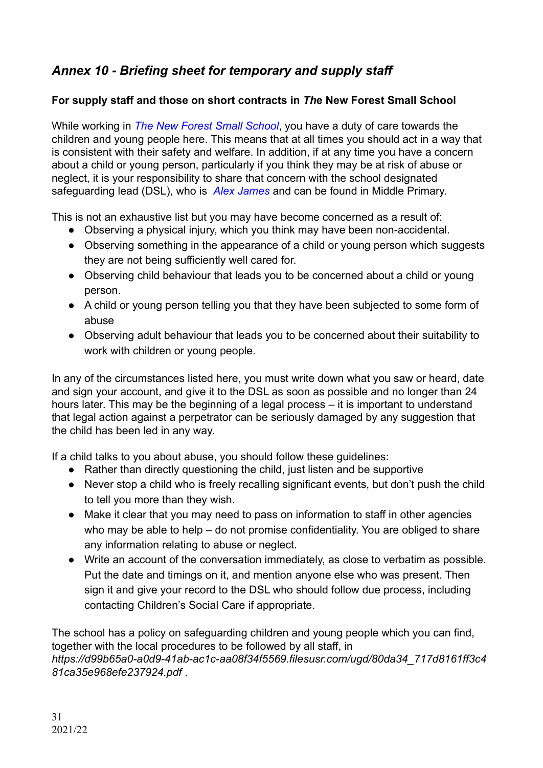## *Annex 10 - Briefing sheet for temporary and supply staff*

**For supply staff and those on short contracts in *The* New Forest Small School**

While working in *The New Forest Small School*, you have a duty of care towards the children and young people here. This means that at all times you should act in a way that is consistent with their safety and welfare. In addition, if at any time you have a concern about a child or young person, particularly if you think they may be at risk of abuse or neglect, it is your responsibility to share that concern with the school designated safeguarding lead (DSL), who is *Alex James* and can be found in Middle Primary.

This is not an exhaustive list but you may have become concerned as a result of:

- Observing a physical injury, which you think may have been non-accidental.
- Observing something in the appearance of a child or young person which suggests they are not being sufficiently well cared for.
- Observing child behaviour that leads you to be concerned about a child or young person.
- A child or young person telling you that they have been subjected to some form of abuse
- Observing adult behaviour that leads you to be concerned about their suitability to work with children or young people.

In any of the circumstances listed here, you must write down what you saw or heard, date and sign your account, and give it to the DSL as soon as possible and no longer than 24 hours later. This may be the beginning of a legal process – it is important to understand that legal action against a perpetrator can be seriously damaged by any suggestion that the child has been led in any way.

If a child talks to you about abuse, you should follow these guidelines:

- Rather than directly questioning the child, just listen and be supportive
- Never stop a child who is freely recalling significant events, but don't push the child to tell you more than they wish.
- Make it clear that you may need to pass on information to staff in other agencies who may be able to help – do not promise confidentiality. You are obliged to share any information relating to abuse or neglect.
- Write an account of the conversation immediately, as close to verbatim as possible. Put the date and timings on it, and mention anyone else who was present. Then sign it and give your record to the DSL who should follow due process, including contacting Children's Social Care if appropriate.

The school has a policy on safeguarding children and young people which you can find, together with the local procedures to be followed by all staff, in *https://d99b65a0-a0d9-41ab-ac1c-aa08f34f5569.filesusr.com/ugd/80da34_717d8161ff3c481ca35e968efe237924.pdf* .

2021/22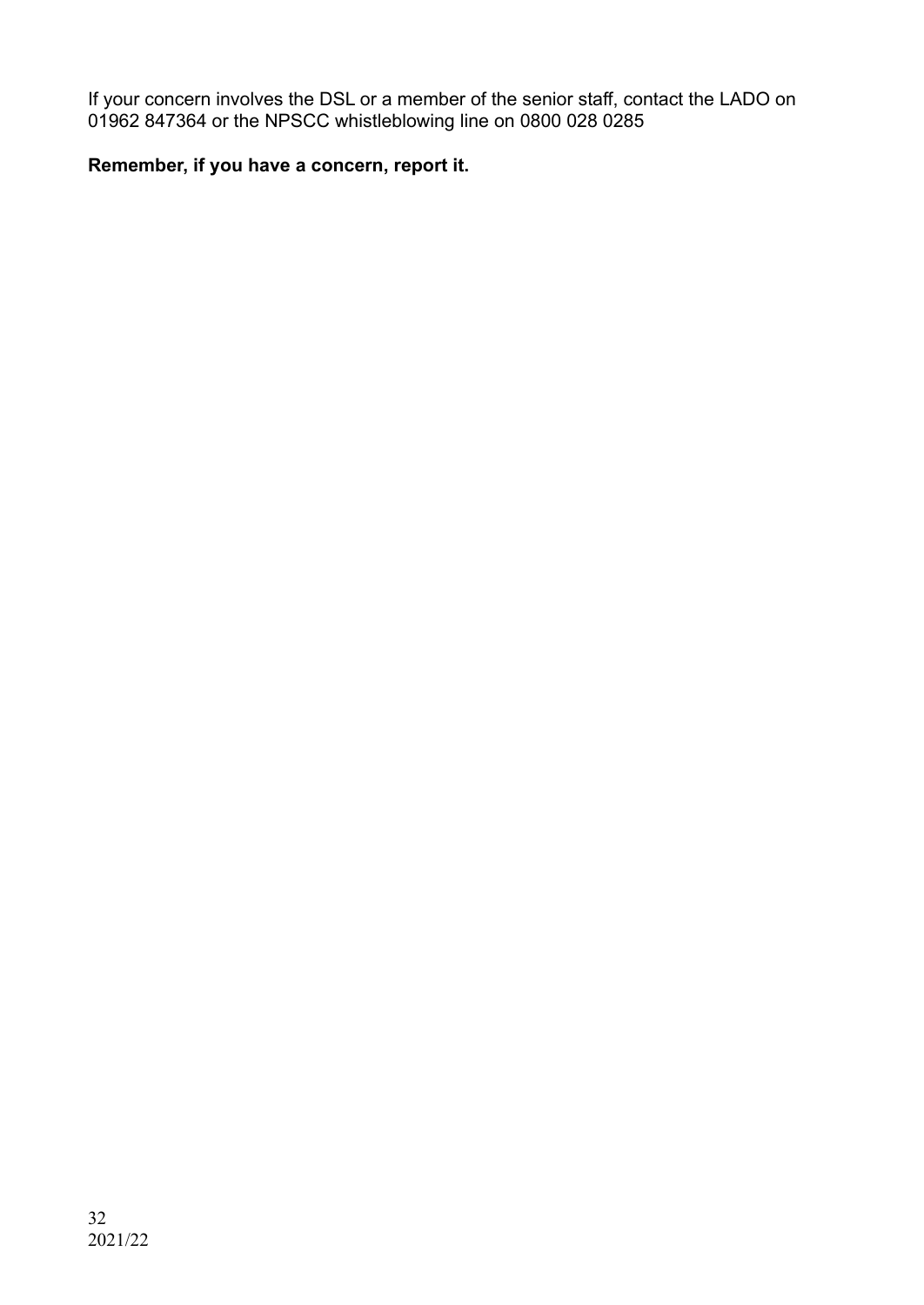If your concern involves the DSL or a member of the senior staff, contact the LADO on 01962 847364 or the NPSCC whistleblowing line on 0800 028 0285

**Remember, if you have a concern, report it.**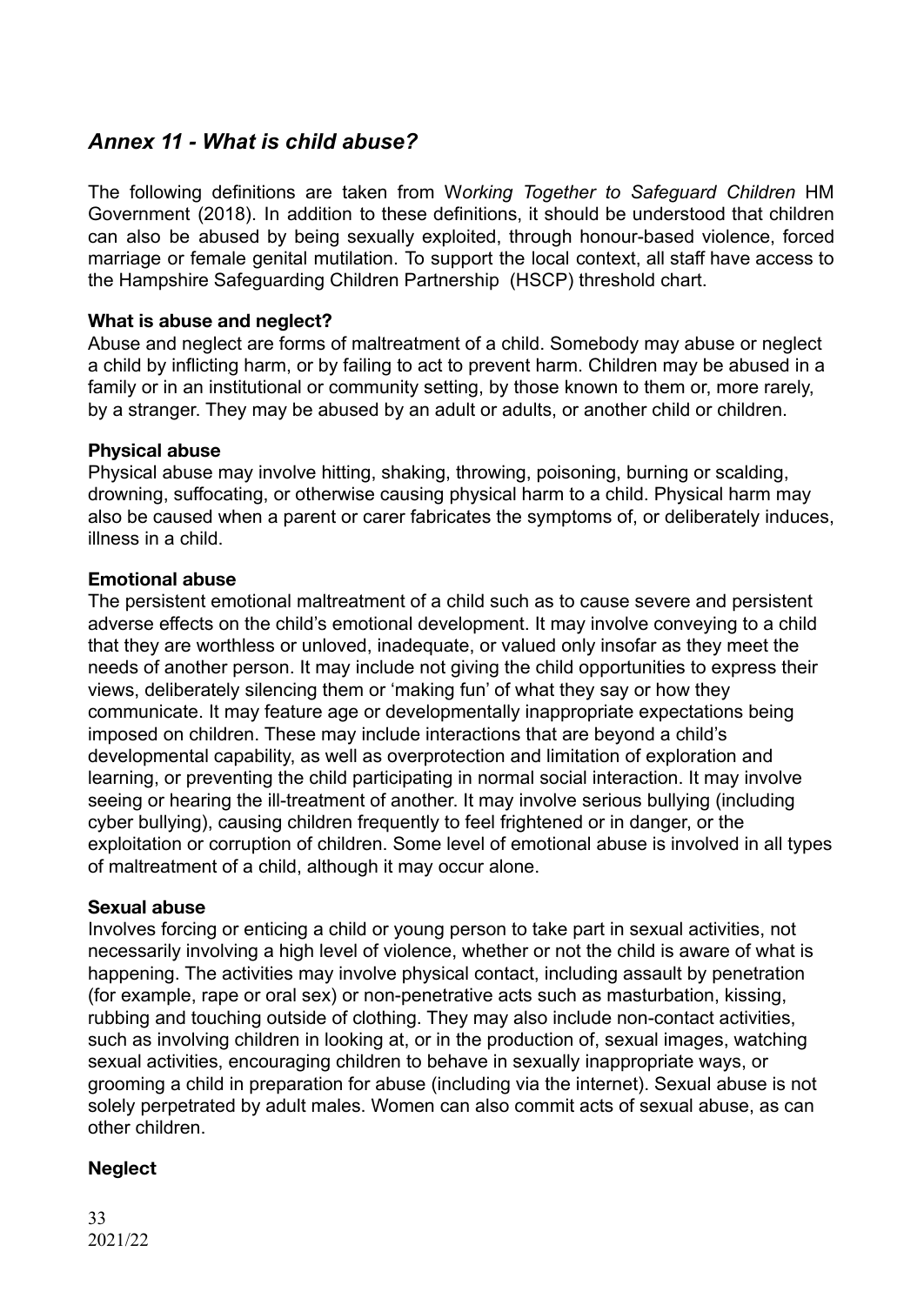## *Annex 11 - What is child abuse?*

The following definitions are taken from W*orking Together to Safeguard Children* HM Government (2018). In addition to these definitions, it should be understood that children can also be abused by being sexually exploited, through honour-based violence, forced marriage or female genital mutilation. To support the local context, all staff have access to the Hampshire Safeguarding Children Partnership (HSCP) threshold chart.

**What is abuse and neglect?**
Abuse and neglect are forms of maltreatment of a child. Somebody may abuse or neglect a child by inflicting harm, or by failing to act to prevent harm. Children may be abused in a family or in an institutional or community setting, by those known to them or, more rarely, by a stranger. They may be abused by an adult or adults, or another child or children.

**Physical abuse**
Physical abuse may involve hitting, shaking, throwing, poisoning, burning or scalding, drowning, suffocating, or otherwise causing physical harm to a child. Physical harm may also be caused when a parent or carer fabricates the symptoms of, or deliberately induces, illness in a child.

**Emotional abuse**
The persistent emotional maltreatment of a child such as to cause severe and persistent adverse effects on the child's emotional development. It may involve conveying to a child that they are worthless or unloved, inadequate, or valued only insofar as they meet the needs of another person. It may include not giving the child opportunities to express their views, deliberately silencing them or 'making fun' of what they say or how they communicate. It may feature age or developmentally inappropriate expectations being imposed on children. These may include interactions that are beyond a child's developmental capability, as well as overprotection and limitation of exploration and learning, or preventing the child participating in normal social interaction. It may involve seeing or hearing the ill-treatment of another. It may involve serious bullying (including cyber bullying), causing children frequently to feel frightened or in danger, or the exploitation or corruption of children. Some level of emotional abuse is involved in all types of maltreatment of a child, although it may occur alone.

**Sexual abuse**
Involves forcing or enticing a child or young person to take part in sexual activities, not necessarily involving a high level of violence, whether or not the child is aware of what is happening. The activities may involve physical contact, including assault by penetration (for example, rape or oral sex) or non-penetrative acts such as masturbation, kissing, rubbing and touching outside of clothing. They may also include non-contact activities, such as involving children in looking at, or in the production of, sexual images, watching sexual activities, encouraging children to behave in sexually inappropriate ways, or grooming a child in preparation for abuse (including via the internet). Sexual abuse is not solely perpetrated by adult males. Women can also commit acts of sexual abuse, as can other children.

**Neglect**

2021/22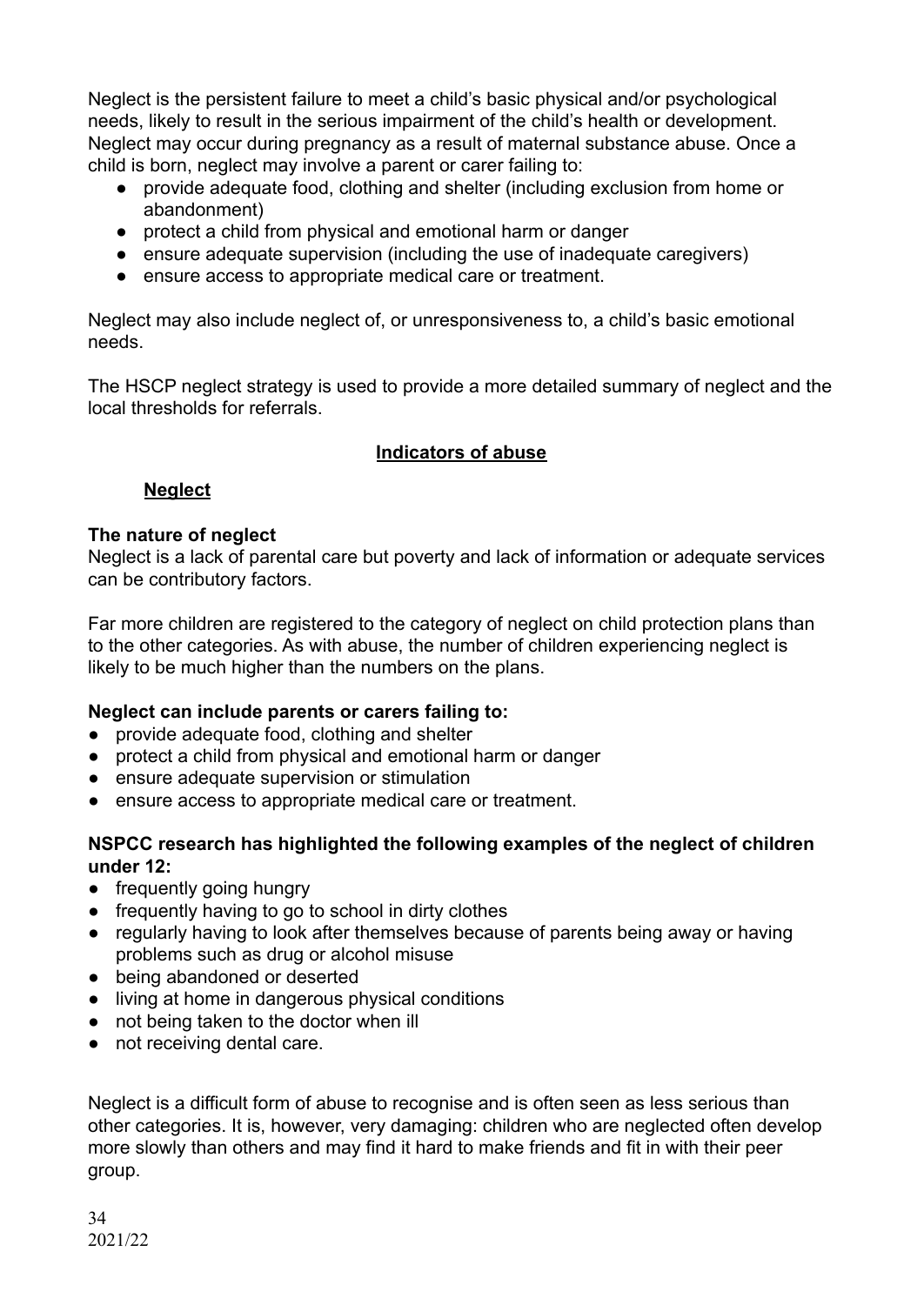Neglect is the persistent failure to meet a child's basic physical and/or psychological needs, likely to result in the serious impairment of the child's health or development. Neglect may occur during pregnancy as a result of maternal substance abuse. Once a child is born, neglect may involve a parent or carer failing to:

- provide adequate food, clothing and shelter (including exclusion from home or abandonment)
- protect a child from physical and emotional harm or danger
- ensure adequate supervision (including the use of inadequate caregivers)
- ensure access to appropriate medical care or treatment.

Neglect may also include neglect of, or unresponsiveness to, a child's basic emotional needs.

The HSCP neglect strategy is used to provide a more detailed summary of neglect and the local thresholds for referrals.

## Indicators of abuse

### Neglect

**The nature of neglect**
Neglect is a lack of parental care but poverty and lack of information or adequate services can be contributory factors.

Far more children are registered to the category of neglect on child protection plans than to the other categories. As with abuse, the number of children experiencing neglect is likely to be much higher than the numbers on the plans.

**Neglect can include parents or carers failing to:**

- provide adequate food, clothing and shelter
- protect a child from physical and emotional harm or danger
- ensure adequate supervision or stimulation
- ensure access to appropriate medical care or treatment.

**NSPCC research has highlighted the following examples of the neglect of children under 12:**

- frequently going hungry
- frequently having to go to school in dirty clothes
- regularly having to look after themselves because of parents being away or having problems such as drug or alcohol misuse
- being abandoned or deserted
- living at home in dangerous physical conditions
- not being taken to the doctor when ill
- not receiving dental care.

Neglect is a difficult form of abuse to recognise and is often seen as less serious than other categories. It is, however, very damaging: children who are neglected often develop more slowly than others and may find it hard to make friends and fit in with their peer group.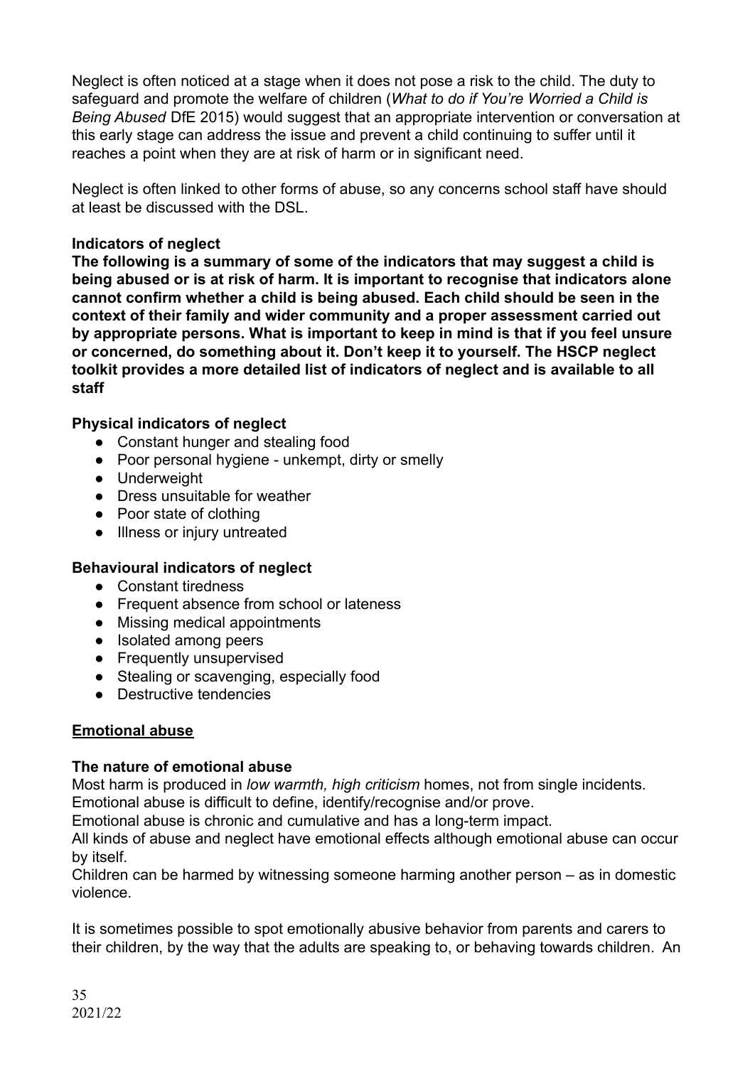Neglect is often noticed at a stage when it does not pose a risk to the child. The duty to safeguard and promote the welfare of children (*What to do if You're Worried a Child is Being Abused* DfE 2015) would suggest that an appropriate intervention or conversation at this early stage can address the issue and prevent a child continuing to suffer until it reaches a point when they are at risk of harm or in significant need.

Neglect is often linked to other forms of abuse, so any concerns school staff have should at least be discussed with the DSL.

**Indicators of neglect**

**The following is a summary of some of the indicators that may suggest a child is being abused or is at risk of harm. It is important to recognise that indicators alone cannot confirm whether a child is being abused. Each child should be seen in the context of their family and wider community and a proper assessment carried out by appropriate persons. What is important to keep in mind is that if you feel unsure or concerned, do something about it. Don't keep it to yourself. The HSCP neglect toolkit provides a more detailed list of indicators of neglect and is available to all staff**

**Physical indicators of neglect**

- Constant hunger and stealing food
- Poor personal hygiene - unkempt, dirty or smelly
- Underweight
- Dress unsuitable for weather
- Poor state of clothing
- Illness or injury untreated

**Behavioural indicators of neglect**

- Constant tiredness
- Frequent absence from school or lateness
- Missing medical appointments
- Isolated among peers
- Frequently unsupervised
- Stealing or scavenging, especially food
- Destructive tendencies

**<u>Emotional abuse</u>**

**The nature of emotional abuse**

Most harm is produced in *low warmth, high criticism* homes, not from single incidents.
Emotional abuse is difficult to define, identify/recognise and/or prove.
Emotional abuse is chronic and cumulative and has a long-term impact.
All kinds of abuse and neglect have emotional effects although emotional abuse can occur by itself.
Children can be harmed by witnessing someone harming another person – as in domestic violence.

It is sometimes possible to spot emotionally abusive behavior from parents and carers to their children, by the way that the adults are speaking to, or behaving towards children. An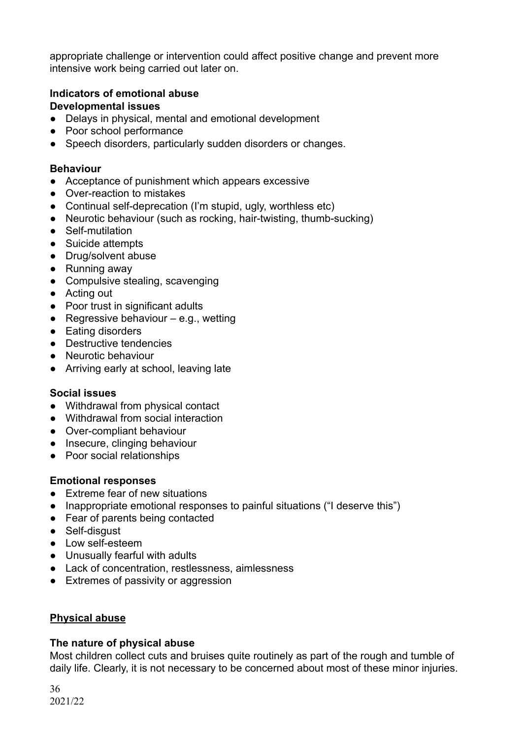appropriate challenge or intervention could affect positive change and prevent more intensive work being carried out later on.

**Indicators of emotional abuse**

**Developmental issues**

- Delays in physical, mental and emotional development
- Poor school performance
- Speech disorders, particularly sudden disorders or changes.

**Behaviour**

- Acceptance of punishment which appears excessive
- Over-reaction to mistakes
- Continual self-deprecation (I'm stupid, ugly, worthless etc)
- Neurotic behaviour (such as rocking, hair-twisting, thumb-sucking)
- Self-mutilation
- Suicide attempts
- Drug/solvent abuse
- Running away
- Compulsive stealing, scavenging
- Acting out
- Poor trust in significant adults
- Regressive behaviour – e.g., wetting
- Eating disorders
- Destructive tendencies
- Neurotic behaviour
- Arriving early at school, leaving late

**Social issues**

- Withdrawal from physical contact
- Withdrawal from social interaction
- Over-compliant behaviour
- Insecure, clinging behaviour
- Poor social relationships

**Emotional responses**

- Extreme fear of new situations
- Inappropriate emotional responses to painful situations ("I deserve this")
- Fear of parents being contacted
- Self-disgust
- Low self-esteem
- Unusually fearful with adults
- Lack of concentration, restlessness, aimlessness
- Extremes of passivity or aggression

## Physical abuse

**The nature of physical abuse**

Most children collect cuts and bruises quite routinely as part of the rough and tumble of daily life. Clearly, it is not necessary to be concerned about most of these minor injuries.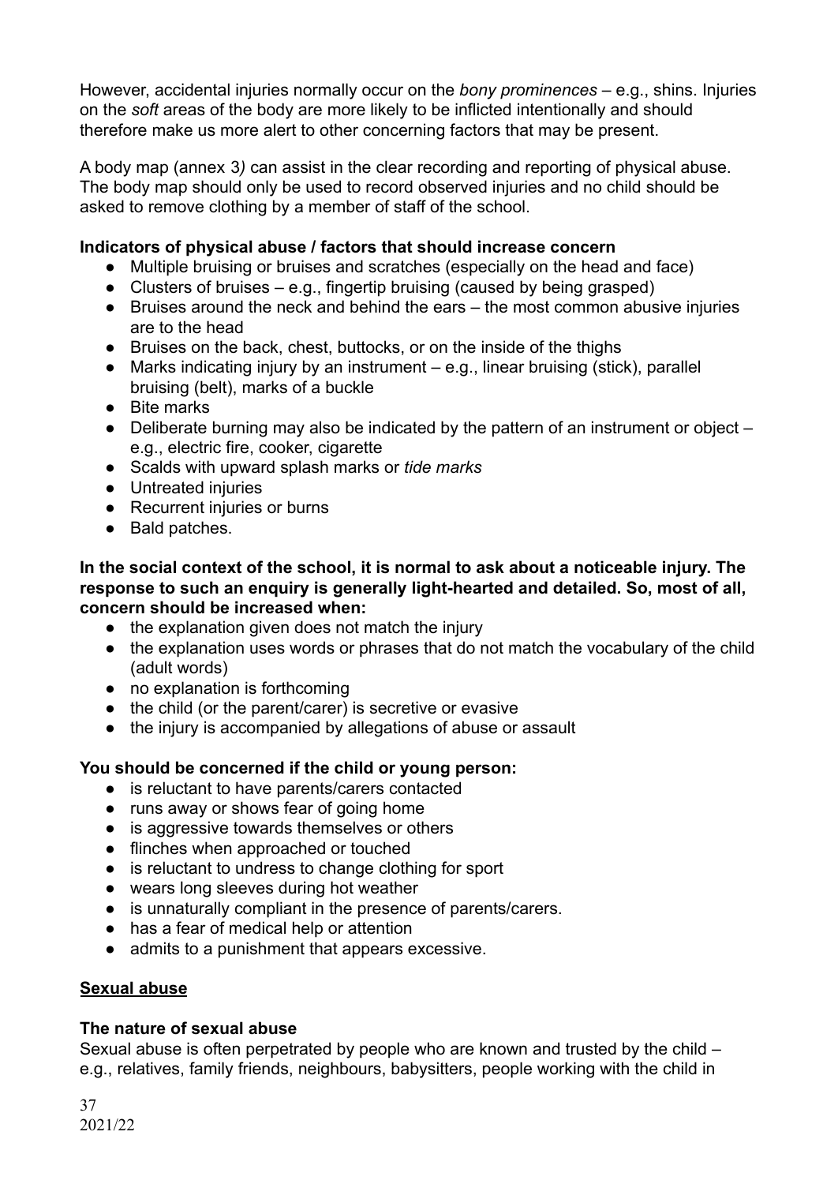However, accidental injuries normally occur on the *bony prominences* – e.g., shins. Injuries on the *soft* areas of the body are more likely to be inflicted intentionally and should therefore make us more alert to other concerning factors that may be present.

A body map (annex 3*)* can assist in the clear recording and reporting of physical abuse. The body map should only be used to record observed injuries and no child should be asked to remove clothing by a member of staff of the school.

**Indicators of physical abuse / factors that should increase concern**

- Multiple bruising or bruises and scratches (especially on the head and face)
- Clusters of bruises – e.g., fingertip bruising (caused by being grasped)
- Bruises around the neck and behind the ears – the most common abusive injuries are to the head
- Bruises on the back, chest, buttocks, or on the inside of the thighs
- Marks indicating injury by an instrument – e.g., linear bruising (stick), parallel bruising (belt), marks of a buckle
- Bite marks
- Deliberate burning may also be indicated by the pattern of an instrument or object – e.g., electric fire, cooker, cigarette
- Scalds with upward splash marks or *tide marks*
- Untreated injuries
- Recurrent injuries or burns
- Bald patches.

**In the social context of the school, it is normal to ask about a noticeable injury. The response to such an enquiry is generally light-hearted and detailed. So, most of all, concern should be increased when:**

- the explanation given does not match the injury
- the explanation uses words or phrases that do not match the vocabulary of the child (adult words)
- no explanation is forthcoming
- the child (or the parent/carer) is secretive or evasive
- the injury is accompanied by allegations of abuse or assault

**You should be concerned if the child or young person:**

- is reluctant to have parents/carers contacted
- runs away or shows fear of going home
- is aggressive towards themselves or others
- flinches when approached or touched
- is reluctant to undress to change clothing for sport
- wears long sleeves during hot weather
- is unnaturally compliant in the presence of parents/carers.
- has a fear of medical help or attention
- admits to a punishment that appears excessive.

**<u>Sexual abuse</u>**

**The nature of sexual abuse**

Sexual abuse is often perpetrated by people who are known and trusted by the child – e.g., relatives, family friends, neighbours, babysitters, people working with the child in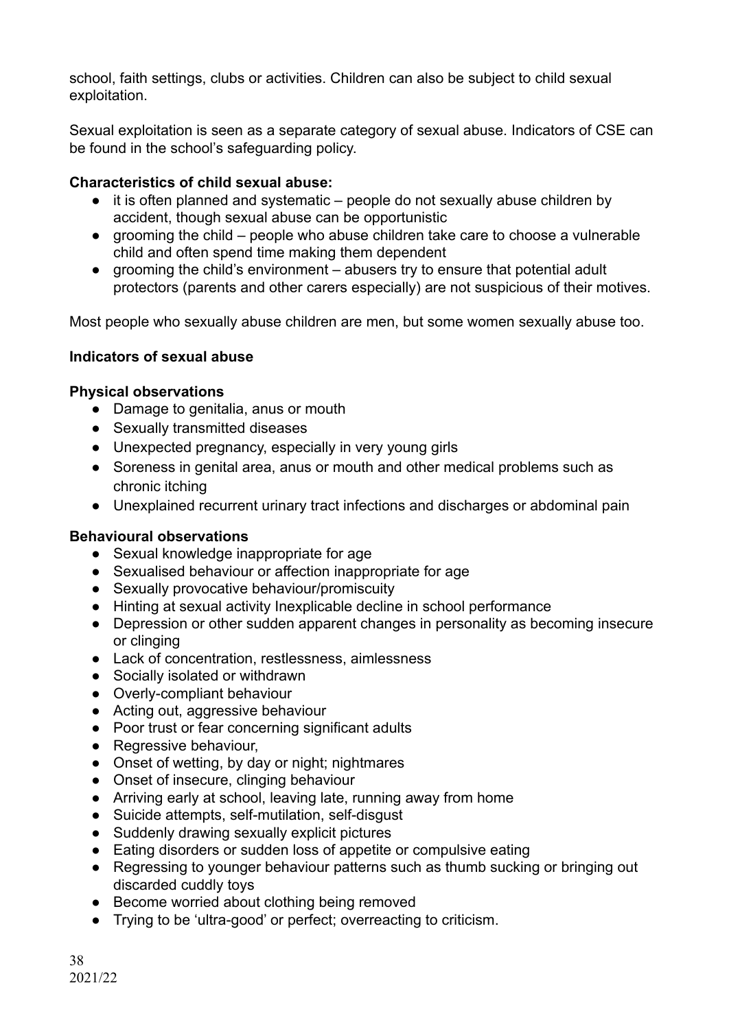school, faith settings, clubs or activities. Children can also be subject to child sexual exploitation.

Sexual exploitation is seen as a separate category of sexual abuse. Indicators of CSE can be found in the school's safeguarding policy.

**Characteristics of child sexual abuse:**

- it is often planned and systematic – people do not sexually abuse children by accident, though sexual abuse can be opportunistic
- grooming the child – people who abuse children take care to choose a vulnerable child and often spend time making them dependent
- grooming the child's environment – abusers try to ensure that potential adult protectors (parents and other carers especially) are not suspicious of their motives.

Most people who sexually abuse children are men, but some women sexually abuse too.

**Indicators of sexual abuse**

**Physical observations**

- Damage to genitalia, anus or mouth
- Sexually transmitted diseases
- Unexpected pregnancy, especially in very young girls
- Soreness in genital area, anus or mouth and other medical problems such as chronic itching
- Unexplained recurrent urinary tract infections and discharges or abdominal pain

**Behavioural observations**

- Sexual knowledge inappropriate for age
- Sexualised behaviour or affection inappropriate for age
- Sexually provocative behaviour/promiscuity
- Hinting at sexual activity Inexplicable decline in school performance
- Depression or other sudden apparent changes in personality as becoming insecure or clinging
- Lack of concentration, restlessness, aimlessness
- Socially isolated or withdrawn
- Overly-compliant behaviour
- Acting out, aggressive behaviour
- Poor trust or fear concerning significant adults
- Regressive behaviour,
- Onset of wetting, by day or night; nightmares
- Onset of insecure, clinging behaviour
- Arriving early at school, leaving late, running away from home
- Suicide attempts, self-mutilation, self-disgust
- Suddenly drawing sexually explicit pictures
- Eating disorders or sudden loss of appetite or compulsive eating
- Regressing to younger behaviour patterns such as thumb sucking or bringing out discarded cuddly toys
- Become worried about clothing being removed
- Trying to be 'ultra-good' or perfect; overreacting to criticism.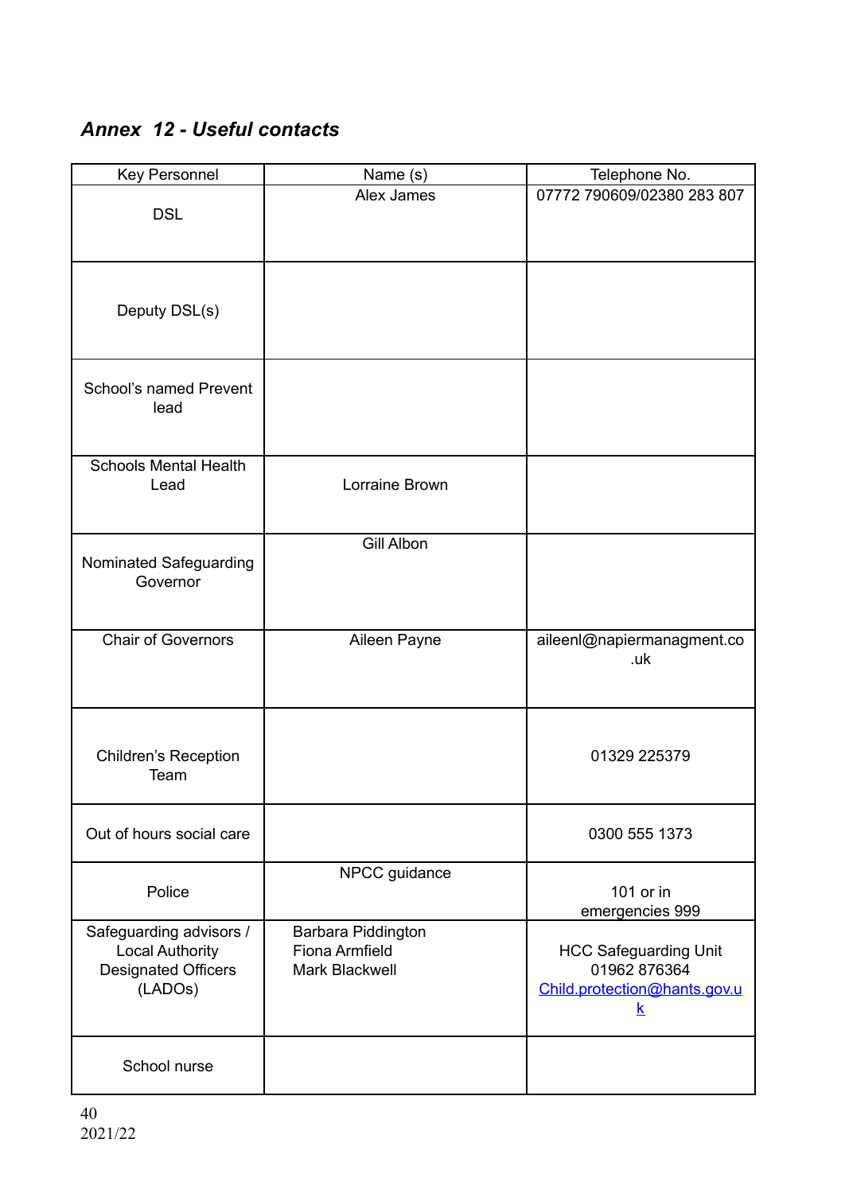## *Annex 12 - Useful contacts*

| Key Personnel | Name (s) | Telephone No. |
| --- | --- | --- |
| DSL | Alex James | 07772 790609/02380 283 807 |
| Deputy DSL(s) | | |
| School's named Prevent lead | | |
| Schools Mental Health Lead | Lorraine Brown | |
| Nominated Safeguarding Governor | Gill Albon | |
| Chair of Governors | Aileen Payne | aileenl@napiermanagment.co.uk |
| Children's Reception Team | | 01329 225379 |
| Out of hours social care | | 0300 555 1373 |
| Police | NPCC guidance | 101 or in emergencies 999 |
| Safeguarding advisors / Local Authority Designated Officers (LADOs) | Barbara Piddington<br>Fiona Armfield<br>Mark Blackwell | HCC Safeguarding Unit<br>01962 876364<br>Child.protection@hants.gov.uk |
| School nurse | | |

2021/22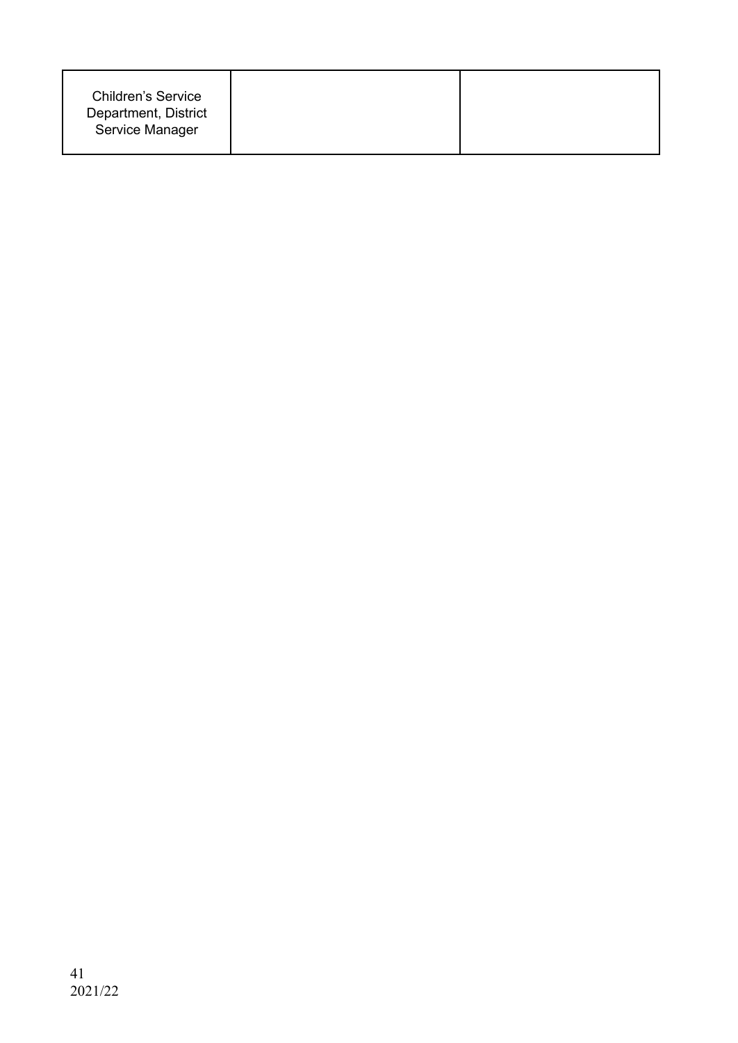| | | |
|---|---|---|
| Children's Service Department, District Service Manager | | |

2021/22